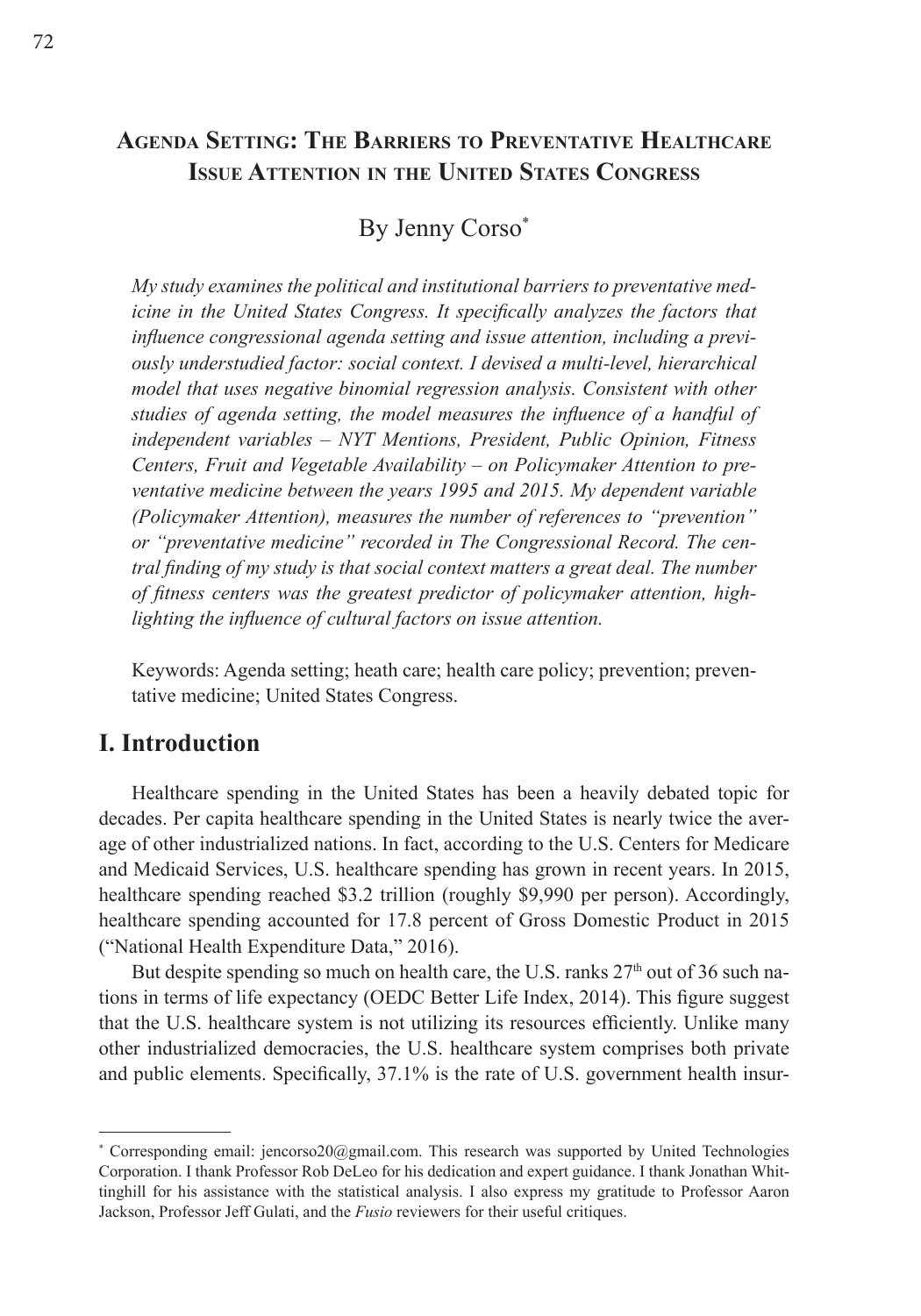# Agenda Setting: The Barriers to Preventative Healthcare Issue Attention in the United States Congress

By Jenny Corso[*]

*My study examines the political and institutional barriers to preventative medicine in the United States Congress. It specifically analyzes the factors that influence congressional agenda setting and issue attention, including a previously understudied factor: social context. I devised a multi-level, hierarchical model that uses negative binomial regression analysis. Consistent with other studies of agenda setting, the model measures the influence of a handful of independent variables – NYT Mentions, President, Public Opinion, Fitness Centers, Fruit and Vegetable Availability – on Policymaker Attention to preventative medicine between the years 1995 and 2015. My dependent variable (Policymaker Attention), measures the number of references to "prevention" or "preventative medicine" recorded in The Congressional Record. The central finding of my study is that social context matters a great deal. The number of fitness centers was the greatest predictor of policymaker attention, highlighting the influence of cultural factors on issue attention.*

Keywords: Agenda setting; heath care; health care policy; prevention; preventative medicine; United States Congress.

## I. Introduction

Healthcare spending in the United States has been a heavily debated topic for decades. Per capita healthcare spending in the United States is nearly twice the average of other industrialized nations. In fact, according to the U.S. Centers for Medicare and Medicaid Services, U.S. healthcare spending has grown in recent years. In 2015, healthcare spending reached \$3.2 trillion (roughly \$9,990 per person). Accordingly, healthcare spending accounted for 17.8 percent of Gross Domestic Product in 2015 ("National Health Expenditure Data," 2016).

But despite spending so much on health care, the U.S. ranks 27th out of 36 such nations in terms of life expectancy (OEDC Better Life Index, 2014). This figure suggest that the U.S. healthcare system is not utilizing its resources efficiently. Unlike many other industrialized democracies, the U.S. healthcare system comprises both private and public elements. Specifically, 37.1% is the rate of U.S. government health insur-

[*] Corresponding email: jencorso20@gmail.com. This research was supported by United Technologies Corporation. I thank Professor Rob DeLeo for his dedication and expert guidance. I thank Jonathan Whittinghill for his assistance with the statistical analysis. I also express my gratitude to Professor Aaron Jackson, Professor Jeff Gulati, and the *Fusio* reviewers for their useful critiques.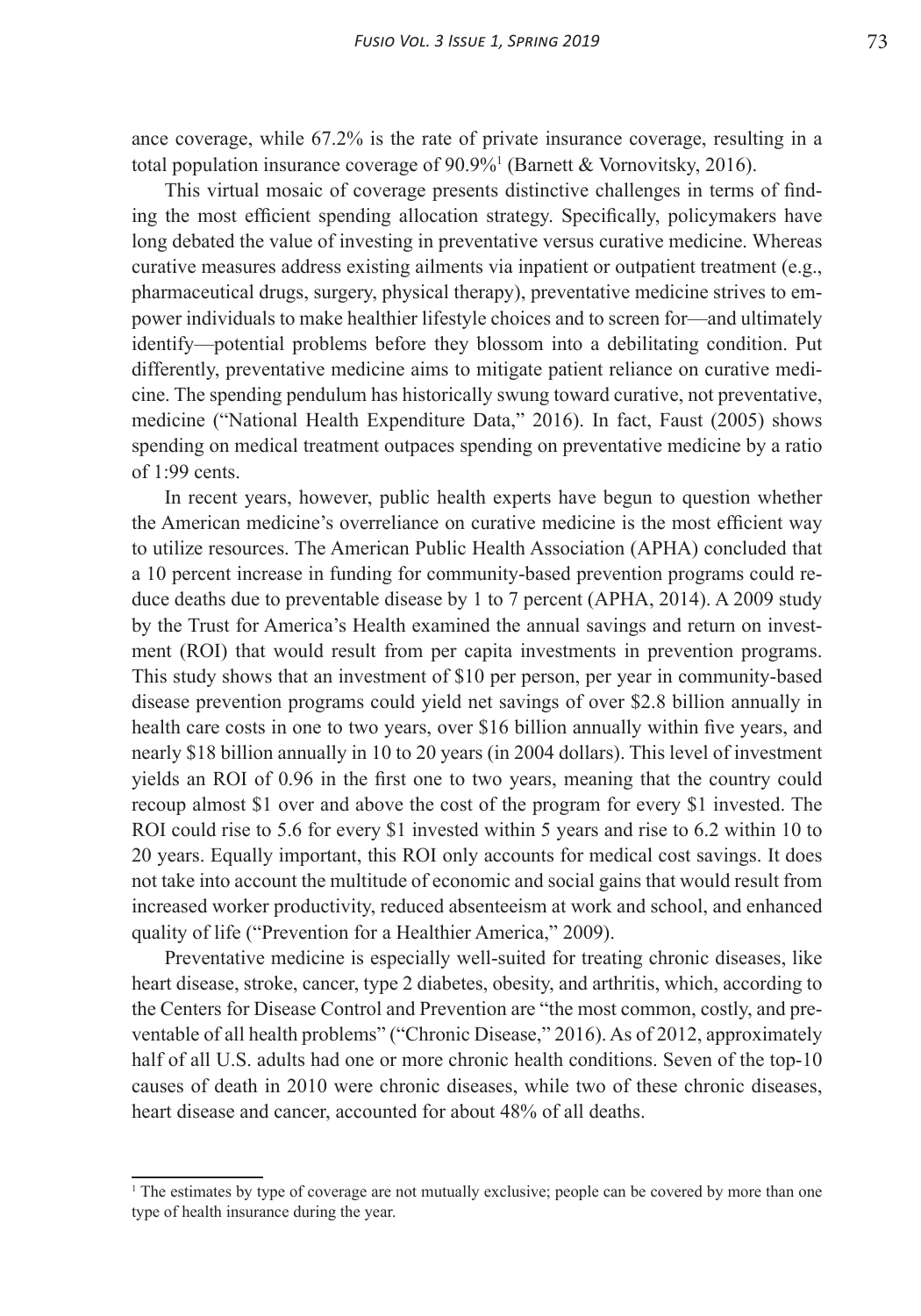ance coverage, while 67.2% is the rate of private insurance coverage, resulting in a total population insurance coverage of 90.9%[1] (Barnett & Vornovitsky, 2016).

This virtual mosaic of coverage presents distinctive challenges in terms of finding the most efficient spending allocation strategy. Specifically, policymakers have long debated the value of investing in preventative versus curative medicine. Whereas curative measures address existing ailments via inpatient or outpatient treatment (e.g., pharmaceutical drugs, surgery, physical therapy), preventative medicine strives to empower individuals to make healthier lifestyle choices and to screen for—and ultimately identify—potential problems before they blossom into a debilitating condition. Put differently, preventative medicine aims to mitigate patient reliance on curative medicine. The spending pendulum has historically swung toward curative, not preventative, medicine ("National Health Expenditure Data," 2016). In fact, Faust (2005) shows spending on medical treatment outpaces spending on preventative medicine by a ratio of 1:99 cents.

In recent years, however, public health experts have begun to question whether the American medicine's overreliance on curative medicine is the most efficient way to utilize resources. The American Public Health Association (APHA) concluded that a 10 percent increase in funding for community-based prevention programs could reduce deaths due to preventable disease by 1 to 7 percent (APHA, 2014). A 2009 study by the Trust for America's Health examined the annual savings and return on investment (ROI) that would result from per capita investments in prevention programs. This study shows that an investment of \$10 per person, per year in community-based disease prevention programs could yield net savings of over \$2.8 billion annually in health care costs in one to two years, over \$16 billion annually within five years, and nearly \$18 billion annually in 10 to 20 years (in 2004 dollars). This level of investment yields an ROI of 0.96 in the first one to two years, meaning that the country could recoup almost \$1 over and above the cost of the program for every \$1 invested. The ROI could rise to 5.6 for every \$1 invested within 5 years and rise to 6.2 within 10 to 20 years. Equally important, this ROI only accounts for medical cost savings. It does not take into account the multitude of economic and social gains that would result from increased worker productivity, reduced absenteeism at work and school, and enhanced quality of life ("Prevention for a Healthier America," 2009).

Preventative medicine is especially well-suited for treating chronic diseases, like heart disease, stroke, cancer, type 2 diabetes, obesity, and arthritis, which, according to the Centers for Disease Control and Prevention are "the most common, costly, and preventable of all health problems" ("Chronic Disease," 2016). As of 2012, approximately half of all U.S. adults had one or more chronic health conditions. Seven of the top-10 causes of death in 2010 were chronic diseases, while two of these chronic diseases, heart disease and cancer, accounted for about 48% of all deaths.

---

[1] The estimates by type of coverage are not mutually exclusive; people can be covered by more than one type of health insurance during the year.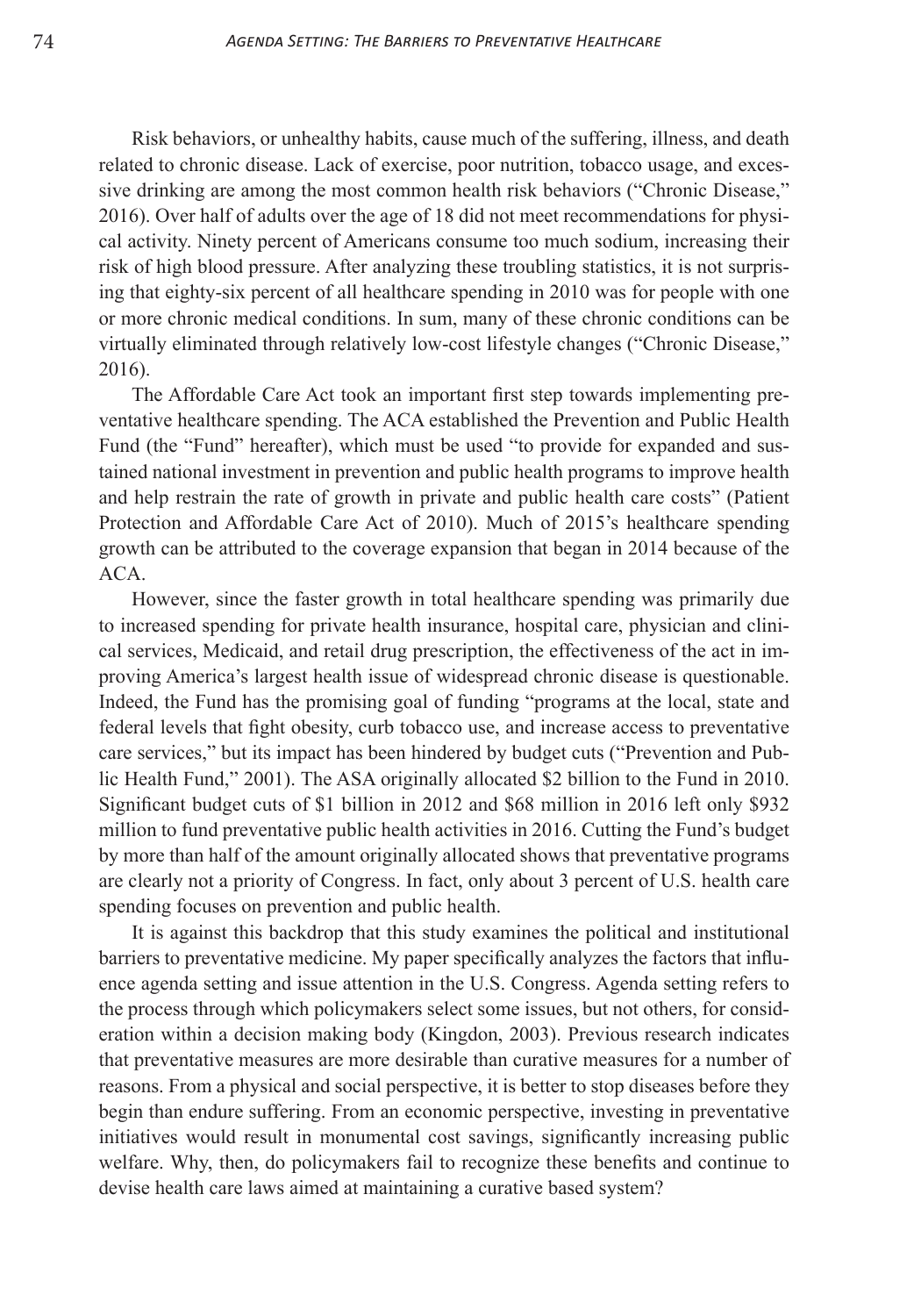Risk behaviors, or unhealthy habits, cause much of the suffering, illness, and death related to chronic disease. Lack of exercise, poor nutrition, tobacco usage, and excessive drinking are among the most common health risk behaviors ("Chronic Disease," 2016). Over half of adults over the age of 18 did not meet recommendations for physical activity. Ninety percent of Americans consume too much sodium, increasing their risk of high blood pressure. After analyzing these troubling statistics, it is not surprising that eighty-six percent of all healthcare spending in 2010 was for people with one or more chronic medical conditions. In sum, many of these chronic conditions can be virtually eliminated through relatively low-cost lifestyle changes ("Chronic Disease," 2016).

The Affordable Care Act took an important first step towards implementing preventative healthcare spending. The ACA established the Prevention and Public Health Fund (the "Fund" hereafter), which must be used "to provide for expanded and sustained national investment in prevention and public health programs to improve health and help restrain the rate of growth in private and public health care costs" (Patient Protection and Affordable Care Act of 2010). Much of 2015's healthcare spending growth can be attributed to the coverage expansion that began in 2014 because of the ACA.

However, since the faster growth in total healthcare spending was primarily due to increased spending for private health insurance, hospital care, physician and clinical services, Medicaid, and retail drug prescription, the effectiveness of the act in improving America's largest health issue of widespread chronic disease is questionable. Indeed, the Fund has the promising goal of funding "programs at the local, state and federal levels that fight obesity, curb tobacco use, and increase access to preventative care services," but its impact has been hindered by budget cuts ("Prevention and Public Health Fund," 2001). The ASA originally allocated $2 billion to the Fund in 2010. Significant budget cuts of $1 billion in 2012 and $68 million in 2016 left only $932 million to fund preventative public health activities in 2016. Cutting the Fund's budget by more than half of the amount originally allocated shows that preventative programs are clearly not a priority of Congress. In fact, only about 3 percent of U.S. health care spending focuses on prevention and public health.

It is against this backdrop that this study examines the political and institutional barriers to preventative medicine. My paper specifically analyzes the factors that influence agenda setting and issue attention in the U.S. Congress. Agenda setting refers to the process through which policymakers select some issues, but not others, for consideration within a decision making body (Kingdon, 2003). Previous research indicates that preventative measures are more desirable than curative measures for a number of reasons. From a physical and social perspective, it is better to stop diseases before they begin than endure suffering. From an economic perspective, investing in preventative initiatives would result in monumental cost savings, significantly increasing public welfare. Why, then, do policymakers fail to recognize these benefits and continue to devise health care laws aimed at maintaining a curative based system?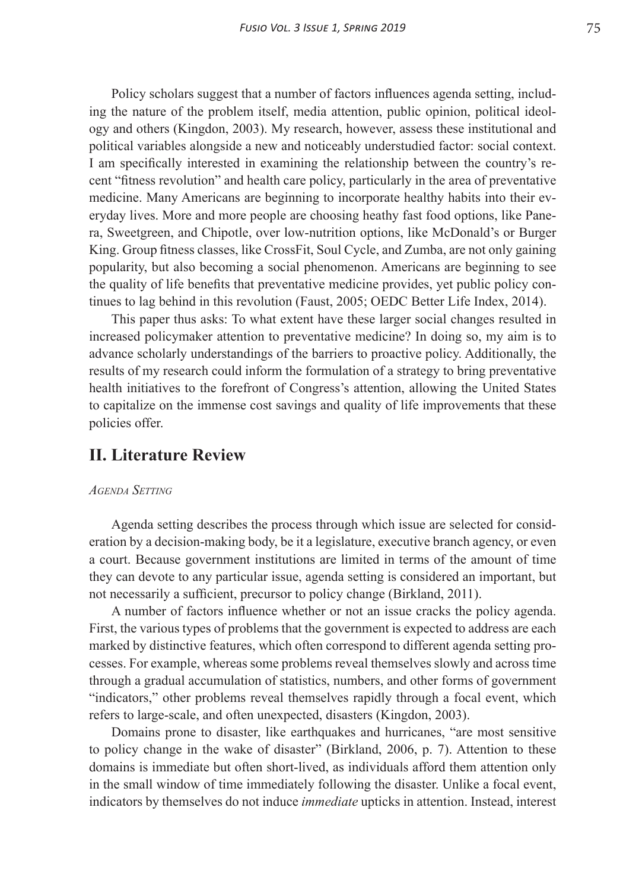Policy scholars suggest that a number of factors influences agenda setting, including the nature of the problem itself, media attention, public opinion, political ideology and others (Kingdon, 2003). My research, however, assess these institutional and political variables alongside a new and noticeably understudied factor: social context. I am specifically interested in examining the relationship between the country's recent "fitness revolution" and health care policy, particularly in the area of preventative medicine. Many Americans are beginning to incorporate healthy habits into their everyday lives. More and more people are choosing heathy fast food options, like Panera, Sweetgreen, and Chipotle, over low-nutrition options, like McDonald's or Burger King. Group fitness classes, like CrossFit, Soul Cycle, and Zumba, are not only gaining popularity, but also becoming a social phenomenon. Americans are beginning to see the quality of life benefits that preventative medicine provides, yet public policy continues to lag behind in this revolution (Faust, 2005; OEDC Better Life Index, 2014).

This paper thus asks: To what extent have these larger social changes resulted in increased policymaker attention to preventative medicine? In doing so, my aim is to advance scholarly understandings of the barriers to proactive policy. Additionally, the results of my research could inform the formulation of a strategy to bring preventative health initiatives to the forefront of Congress's attention, allowing the United States to capitalize on the immense cost savings and quality of life improvements that these policies offer.

## II. Literature Review

### *Agenda Setting*

Agenda setting describes the process through which issue are selected for consideration by a decision-making body, be it a legislature, executive branch agency, or even a court. Because government institutions are limited in terms of the amount of time they can devote to any particular issue, agenda setting is considered an important, but not necessarily a sufficient, precursor to policy change (Birkland, 2011).

A number of factors influence whether or not an issue cracks the policy agenda. First, the various types of problems that the government is expected to address are each marked by distinctive features, which often correspond to different agenda setting processes. For example, whereas some problems reveal themselves slowly and across time through a gradual accumulation of statistics, numbers, and other forms of government "indicators," other problems reveal themselves rapidly through a focal event, which refers to large-scale, and often unexpected, disasters (Kingdon, 2003).

Domains prone to disaster, like earthquakes and hurricanes, "are most sensitive to policy change in the wake of disaster" (Birkland, 2006, p. 7). Attention to these domains is immediate but often short-lived, as individuals afford them attention only in the small window of time immediately following the disaster. Unlike a focal event, indicators by themselves do not induce *immediate* upticks in attention. Instead, interest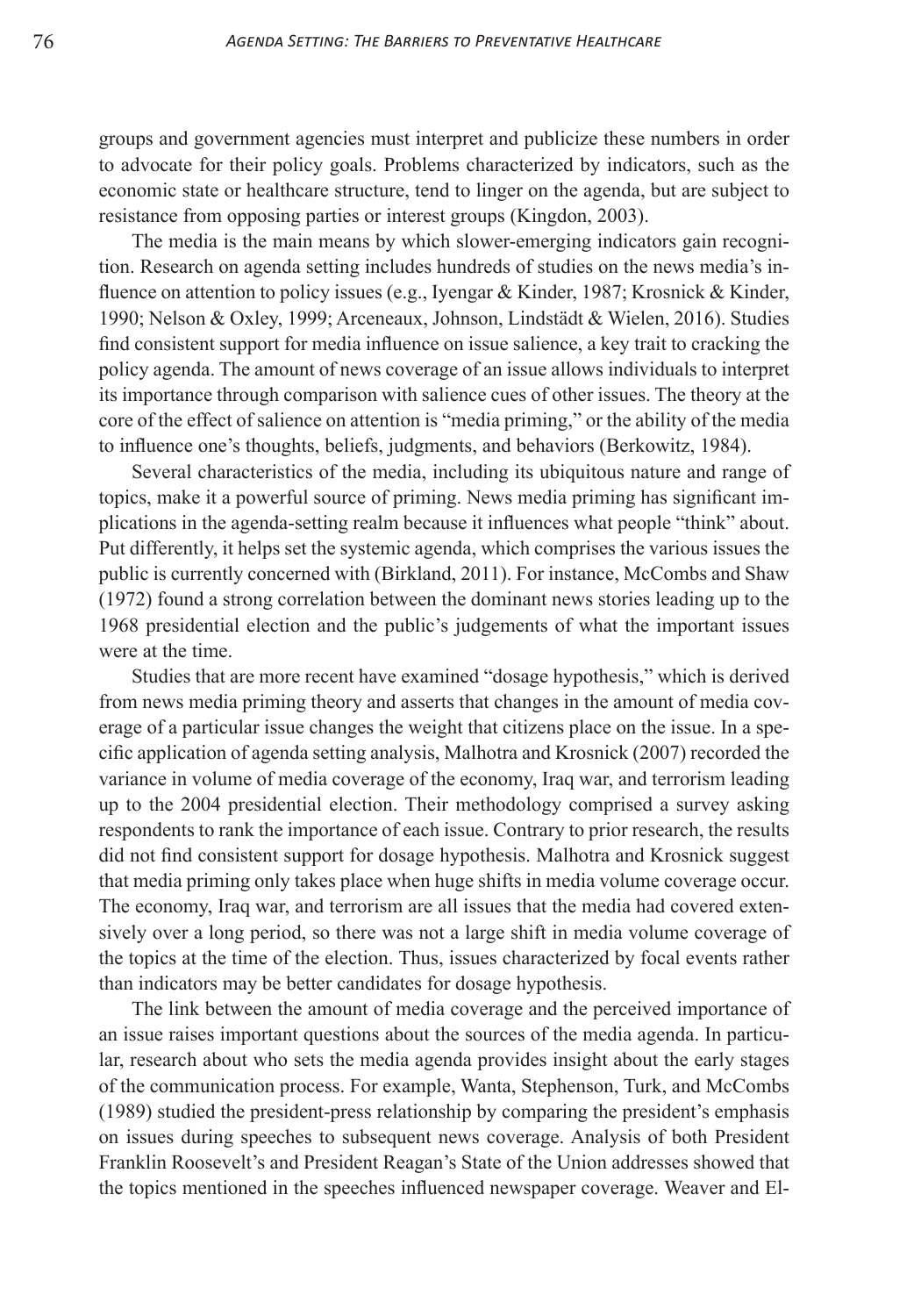groups and government agencies must interpret and publicize these numbers in order to advocate for their policy goals. Problems characterized by indicators, such as the economic state or healthcare structure, tend to linger on the agenda, but are subject to resistance from opposing parties or interest groups (Kingdon, 2003).

The media is the main means by which slower-emerging indicators gain recognition. Research on agenda setting includes hundreds of studies on the news media's influence on attention to policy issues (e.g., Iyengar & Kinder, 1987; Krosnick & Kinder, 1990; Nelson & Oxley, 1999; Arceneaux, Johnson, Lindstädt & Wielen, 2016). Studies find consistent support for media influence on issue salience, a key trait to cracking the policy agenda. The amount of news coverage of an issue allows individuals to interpret its importance through comparison with salience cues of other issues. The theory at the core of the effect of salience on attention is "media priming," or the ability of the media to influence one's thoughts, beliefs, judgments, and behaviors (Berkowitz, 1984).

Several characteristics of the media, including its ubiquitous nature and range of topics, make it a powerful source of priming. News media priming has significant implications in the agenda-setting realm because it influences what people "think" about. Put differently, it helps set the systemic agenda, which comprises the various issues the public is currently concerned with (Birkland, 2011). For instance, McCombs and Shaw (1972) found a strong correlation between the dominant news stories leading up to the 1968 presidential election and the public's judgements of what the important issues were at the time.

Studies that are more recent have examined "dosage hypothesis," which is derived from news media priming theory and asserts that changes in the amount of media coverage of a particular issue changes the weight that citizens place on the issue. In a specific application of agenda setting analysis, Malhotra and Krosnick (2007) recorded the variance in volume of media coverage of the economy, Iraq war, and terrorism leading up to the 2004 presidential election. Their methodology comprised a survey asking respondents to rank the importance of each issue. Contrary to prior research, the results did not find consistent support for dosage hypothesis. Malhotra and Krosnick suggest that media priming only takes place when huge shifts in media volume coverage occur. The economy, Iraq war, and terrorism are all issues that the media had covered extensively over a long period, so there was not a large shift in media volume coverage of the topics at the time of the election. Thus, issues characterized by focal events rather than indicators may be better candidates for dosage hypothesis.

The link between the amount of media coverage and the perceived importance of an issue raises important questions about the sources of the media agenda. In particular, research about who sets the media agenda provides insight about the early stages of the communication process. For example, Wanta, Stephenson, Turk, and McCombs (1989) studied the president-press relationship by comparing the president's emphasis on issues during speeches to subsequent news coverage. Analysis of both President Franklin Roosevelt's and President Reagan's State of the Union addresses showed that the topics mentioned in the speeches influenced newspaper coverage. Weaver and El-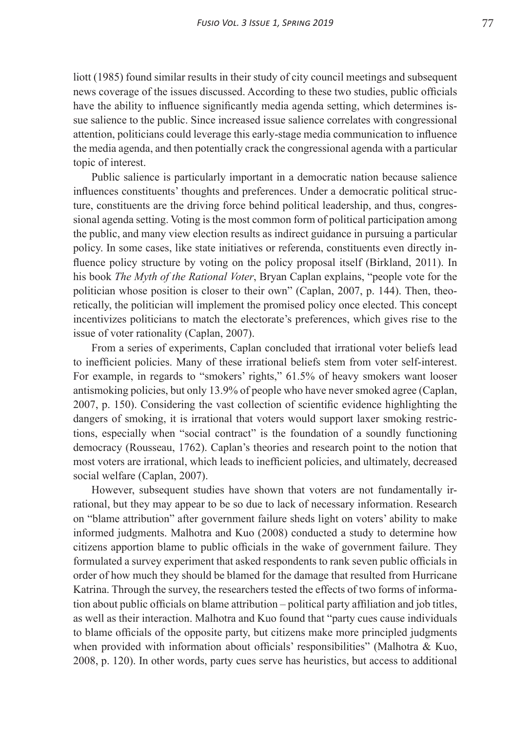liott (1985) found similar results in their study of city council meetings and subsequent news coverage of the issues discussed. According to these two studies, public officials have the ability to influence significantly media agenda setting, which determines issue salience to the public. Since increased issue salience correlates with congressional attention, politicians could leverage this early-stage media communication to influence the media agenda, and then potentially crack the congressional agenda with a particular topic of interest.

Public salience is particularly important in a democratic nation because salience influences constituents' thoughts and preferences. Under a democratic political structure, constituents are the driving force behind political leadership, and thus, congressional agenda setting. Voting is the most common form of political participation among the public, and many view election results as indirect guidance in pursuing a particular policy. In some cases, like state initiatives or referenda, constituents even directly influence policy structure by voting on the policy proposal itself (Birkland, 2011). In his book *The Myth of the Rational Voter*, Bryan Caplan explains, "people vote for the politician whose position is closer to their own" (Caplan, 2007, p. 144). Then, theoretically, the politician will implement the promised policy once elected. This concept incentivizes politicians to match the electorate's preferences, which gives rise to the issue of voter rationality (Caplan, 2007).

From a series of experiments, Caplan concluded that irrational voter beliefs lead to inefficient policies. Many of these irrational beliefs stem from voter self-interest. For example, in regards to "smokers' rights," 61.5% of heavy smokers want looser antismoking policies, but only 13.9% of people who have never smoked agree (Caplan, 2007, p. 150). Considering the vast collection of scientific evidence highlighting the dangers of smoking, it is irrational that voters would support laxer smoking restrictions, especially when "social contract" is the foundation of a soundly functioning democracy (Rousseau, 1762). Caplan's theories and research point to the notion that most voters are irrational, which leads to inefficient policies, and ultimately, decreased social welfare (Caplan, 2007).

However, subsequent studies have shown that voters are not fundamentally irrational, but they may appear to be so due to lack of necessary information. Research on "blame attribution" after government failure sheds light on voters' ability to make informed judgments. Malhotra and Kuo (2008) conducted a study to determine how citizens apportion blame to public officials in the wake of government failure. They formulated a survey experiment that asked respondents to rank seven public officials in order of how much they should be blamed for the damage that resulted from Hurricane Katrina. Through the survey, the researchers tested the effects of two forms of information about public officials on blame attribution – political party affiliation and job titles, as well as their interaction. Malhotra and Kuo found that "party cues cause individuals to blame officials of the opposite party, but citizens make more principled judgments when provided with information about officials' responsibilities" (Malhotra & Kuo, 2008, p. 120). In other words, party cues serve has heuristics, but access to additional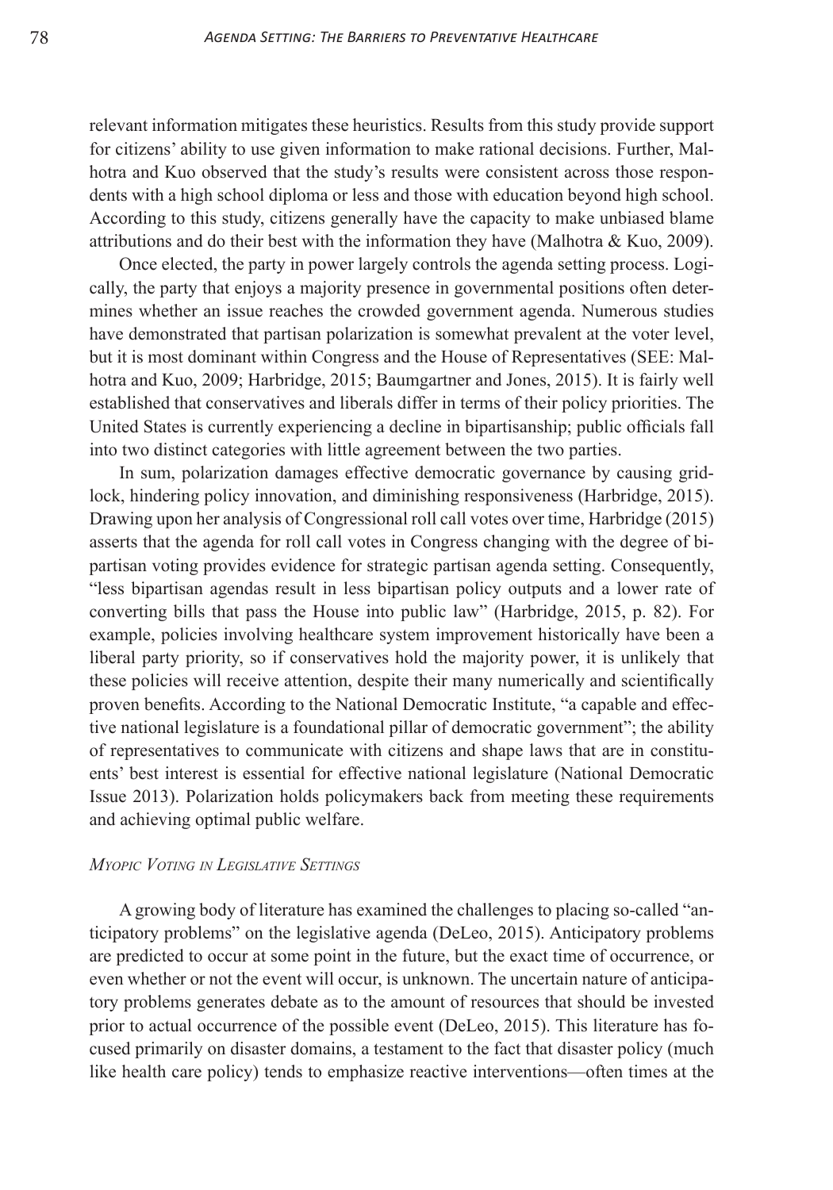relevant information mitigates these heuristics. Results from this study provide support for citizens' ability to use given information to make rational decisions. Further, Malhotra and Kuo observed that the study's results were consistent across those respondents with a high school diploma or less and those with education beyond high school. According to this study, citizens generally have the capacity to make unbiased blame attributions and do their best with the information they have (Malhotra & Kuo, 2009).

Once elected, the party in power largely controls the agenda setting process. Logically, the party that enjoys a majority presence in governmental positions often determines whether an issue reaches the crowded government agenda. Numerous studies have demonstrated that partisan polarization is somewhat prevalent at the voter level, but it is most dominant within Congress and the House of Representatives (SEE: Malhotra and Kuo, 2009; Harbridge, 2015; Baumgartner and Jones, 2015). It is fairly well established that conservatives and liberals differ in terms of their policy priorities. The United States is currently experiencing a decline in bipartisanship; public officials fall into two distinct categories with little agreement between the two parties.

In sum, polarization damages effective democratic governance by causing gridlock, hindering policy innovation, and diminishing responsiveness (Harbridge, 2015). Drawing upon her analysis of Congressional roll call votes over time, Harbridge (2015) asserts that the agenda for roll call votes in Congress changing with the degree of bipartisan voting provides evidence for strategic partisan agenda setting. Consequently, "less bipartisan agendas result in less bipartisan policy outputs and a lower rate of converting bills that pass the House into public law" (Harbridge, 2015, p. 82). For example, policies involving healthcare system improvement historically have been a liberal party priority, so if conservatives hold the majority power, it is unlikely that these policies will receive attention, despite their many numerically and scientifically proven benefits. According to the National Democratic Institute, "a capable and effective national legislature is a foundational pillar of democratic government"; the ability of representatives to communicate with citizens and shape laws that are in constituents' best interest is essential for effective national legislature (National Democratic Issue 2013). Polarization holds policymakers back from meeting these requirements and achieving optimal public welfare.

### *Myopic Voting in Legislative Settings*

A growing body of literature has examined the challenges to placing so-called "anticipatory problems" on the legislative agenda (DeLeo, 2015). Anticipatory problems are predicted to occur at some point in the future, but the exact time of occurrence, or even whether or not the event will occur, is unknown. The uncertain nature of anticipatory problems generates debate as to the amount of resources that should be invested prior to actual occurrence of the possible event (DeLeo, 2015). This literature has focused primarily on disaster domains, a testament to the fact that disaster policy (much like health care policy) tends to emphasize reactive interventions—often times at the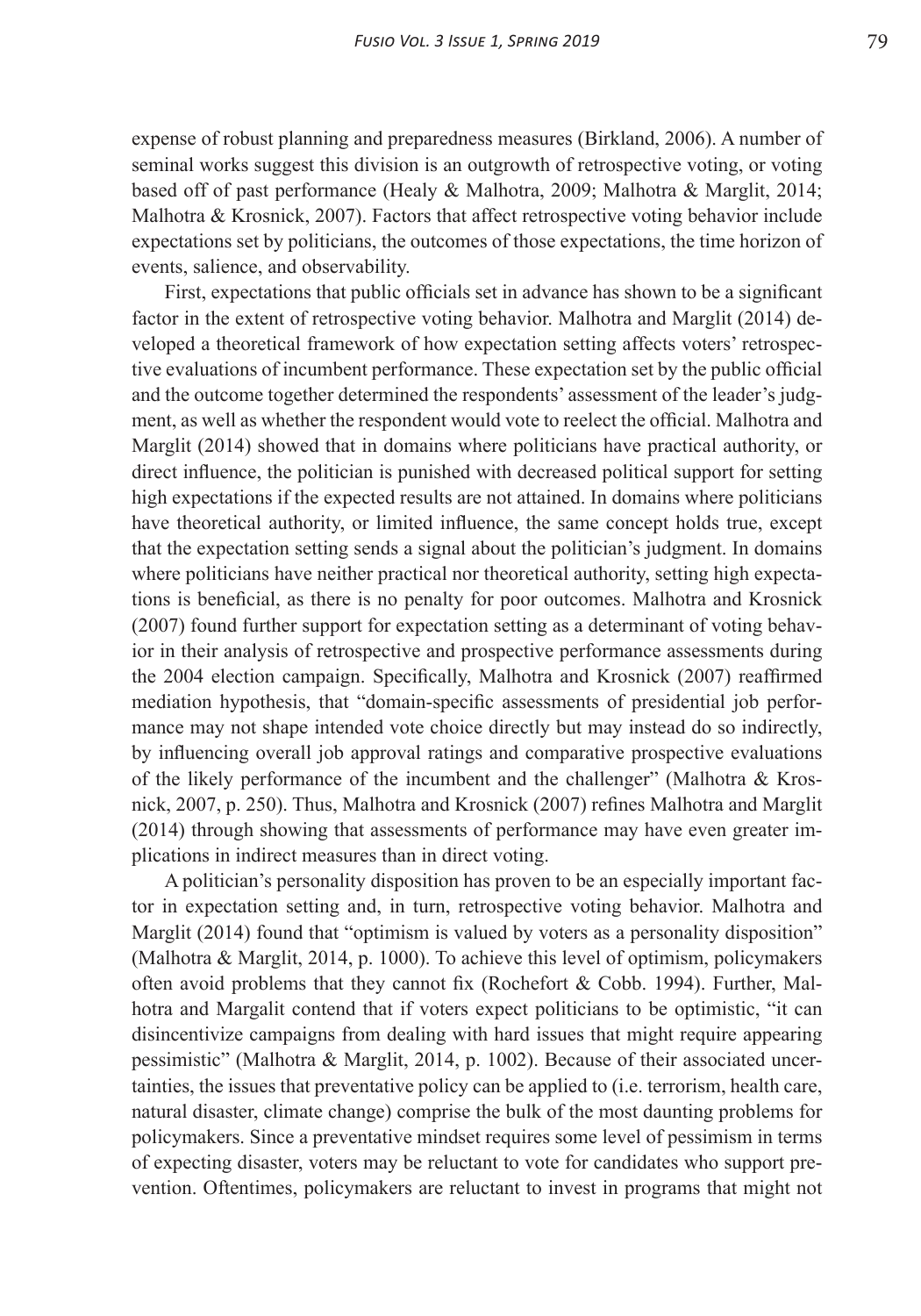expense of robust planning and preparedness measures (Birkland, 2006). A number of seminal works suggest this division is an outgrowth of retrospective voting, or voting based off of past performance (Healy & Malhotra, 2009; Malhotra & Marglit, 2014; Malhotra & Krosnick, 2007). Factors that affect retrospective voting behavior include expectations set by politicians, the outcomes of those expectations, the time horizon of events, salience, and observability.

First, expectations that public officials set in advance has shown to be a significant factor in the extent of retrospective voting behavior. Malhotra and Marglit (2014) developed a theoretical framework of how expectation setting affects voters' retrospective evaluations of incumbent performance. These expectation set by the public official and the outcome together determined the respondents' assessment of the leader's judgment, as well as whether the respondent would vote to reelect the official. Malhotra and Marglit (2014) showed that in domains where politicians have practical authority, or direct influence, the politician is punished with decreased political support for setting high expectations if the expected results are not attained. In domains where politicians have theoretical authority, or limited influence, the same concept holds true, except that the expectation setting sends a signal about the politician's judgment. In domains where politicians have neither practical nor theoretical authority, setting high expectations is beneficial, as there is no penalty for poor outcomes. Malhotra and Krosnick (2007) found further support for expectation setting as a determinant of voting behavior in their analysis of retrospective and prospective performance assessments during the 2004 election campaign. Specifically, Malhotra and Krosnick (2007) reaffirmed mediation hypothesis, that "domain-specific assessments of presidential job performance may not shape intended vote choice directly but may instead do so indirectly, by influencing overall job approval ratings and comparative prospective evaluations of the likely performance of the incumbent and the challenger" (Malhotra & Krosnick, 2007, p. 250). Thus, Malhotra and Krosnick (2007) refines Malhotra and Marglit (2014) through showing that assessments of performance may have even greater implications in indirect measures than in direct voting.

A politician's personality disposition has proven to be an especially important factor in expectation setting and, in turn, retrospective voting behavior. Malhotra and Marglit (2014) found that "optimism is valued by voters as a personality disposition" (Malhotra & Marglit, 2014, p. 1000). To achieve this level of optimism, policymakers often avoid problems that they cannot fix (Rochefort & Cobb. 1994). Further, Malhotra and Margalit contend that if voters expect politicians to be optimistic, "it can disincentivize campaigns from dealing with hard issues that might require appearing pessimistic" (Malhotra & Marglit, 2014, p. 1002). Because of their associated uncertainties, the issues that preventative policy can be applied to (i.e. terrorism, health care, natural disaster, climate change) comprise the bulk of the most daunting problems for policymakers. Since a preventative mindset requires some level of pessimism in terms of expecting disaster, voters may be reluctant to vote for candidates who support prevention. Oftentimes, policymakers are reluctant to invest in programs that might not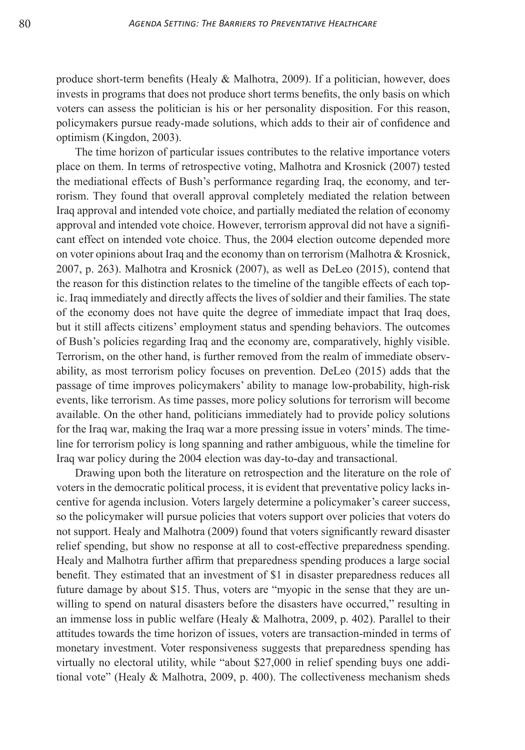produce short-term benefits (Healy & Malhotra, 2009). If a politician, however, does invests in programs that does not produce short terms benefits, the only basis on which voters can assess the politician is his or her personality disposition. For this reason, policymakers pursue ready-made solutions, which adds to their air of confidence and optimism (Kingdon, 2003).

The time horizon of particular issues contributes to the relative importance voters place on them. In terms of retrospective voting, Malhotra and Krosnick (2007) tested the mediational effects of Bush's performance regarding Iraq, the economy, and terrorism. They found that overall approval completely mediated the relation between Iraq approval and intended vote choice, and partially mediated the relation of economy approval and intended vote choice. However, terrorism approval did not have a significant effect on intended vote choice. Thus, the 2004 election outcome depended more on voter opinions about Iraq and the economy than on terrorism (Malhotra & Krosnick, 2007, p. 263). Malhotra and Krosnick (2007), as well as DeLeo (2015), contend that the reason for this distinction relates to the timeline of the tangible effects of each topic. Iraq immediately and directly affects the lives of soldier and their families. The state of the economy does not have quite the degree of immediate impact that Iraq does, but it still affects citizens' employment status and spending behaviors. The outcomes of Bush's policies regarding Iraq and the economy are, comparatively, highly visible. Terrorism, on the other hand, is further removed from the realm of immediate observability, as most terrorism policy focuses on prevention. DeLeo (2015) adds that the passage of time improves policymakers' ability to manage low-probability, high-risk events, like terrorism. As time passes, more policy solutions for terrorism will become available. On the other hand, politicians immediately had to provide policy solutions for the Iraq war, making the Iraq war a more pressing issue in voters' minds. The timeline for terrorism policy is long spanning and rather ambiguous, while the timeline for Iraq war policy during the 2004 election was day-to-day and transactional.

Drawing upon both the literature on retrospection and the literature on the role of voters in the democratic political process, it is evident that preventative policy lacks incentive for agenda inclusion. Voters largely determine a policymaker's career success, so the policymaker will pursue policies that voters support over policies that voters do not support. Healy and Malhotra (2009) found that voters significantly reward disaster relief spending, but show no response at all to cost-effective preparedness spending. Healy and Malhotra further affirm that preparedness spending produces a large social benefit. They estimated that an investment of $1 in disaster preparedness reduces all future damage by about $15. Thus, voters are "myopic in the sense that they are unwilling to spend on natural disasters before the disasters have occurred," resulting in an immense loss in public welfare (Healy & Malhotra, 2009, p. 402). Parallel to their attitudes towards the time horizon of issues, voters are transaction-minded in terms of monetary investment. Voter responsiveness suggests that preparedness spending has virtually no electoral utility, while "about $27,000 in relief spending buys one additional vote" (Healy & Malhotra, 2009, p. 400). The collectiveness mechanism sheds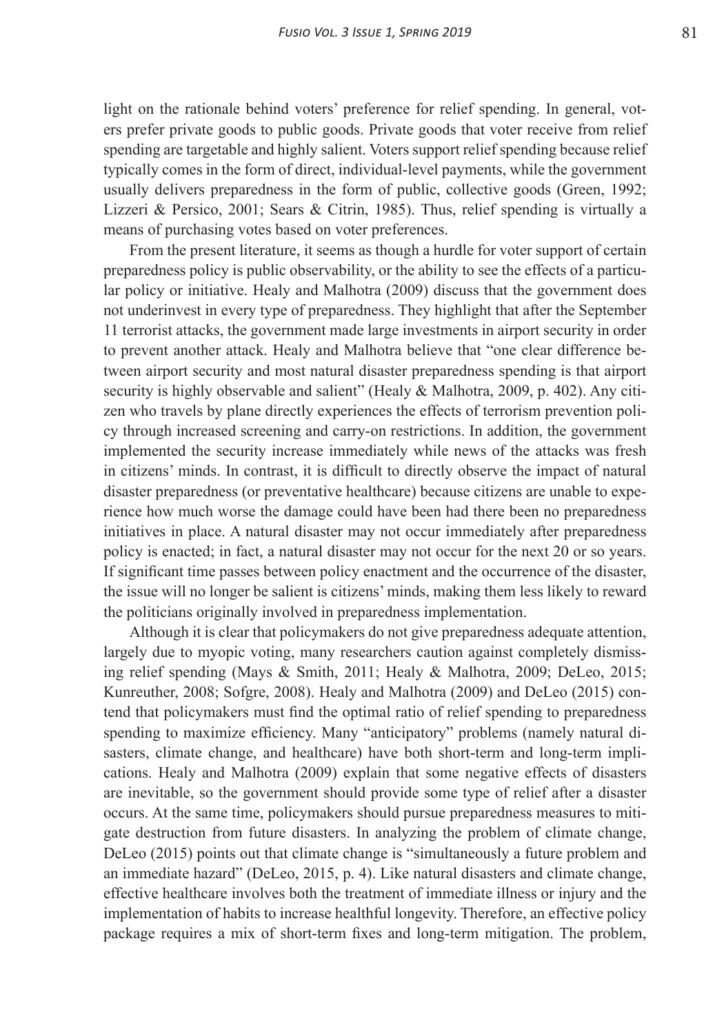light on the rationale behind voters' preference for relief spending. In general, voters prefer private goods to public goods. Private goods that voter receive from relief spending are targetable and highly salient. Voters support relief spending because relief typically comes in the form of direct, individual-level payments, while the government usually delivers preparedness in the form of public, collective goods (Green, 1992; Lizzeri & Persico, 2001; Sears & Citrin, 1985). Thus, relief spending is virtually a means of purchasing votes based on voter preferences.

From the present literature, it seems as though a hurdle for voter support of certain preparedness policy is public observability, or the ability to see the effects of a particular policy or initiative. Healy and Malhotra (2009) discuss that the government does not underinvest in every type of preparedness. They highlight that after the September 11 terrorist attacks, the government made large investments in airport security in order to prevent another attack. Healy and Malhotra believe that "one clear difference between airport security and most natural disaster preparedness spending is that airport security is highly observable and salient" (Healy & Malhotra, 2009, p. 402). Any citizen who travels by plane directly experiences the effects of terrorism prevention policy through increased screening and carry-on restrictions. In addition, the government implemented the security increase immediately while news of the attacks was fresh in citizens' minds. In contrast, it is difficult to directly observe the impact of natural disaster preparedness (or preventative healthcare) because citizens are unable to experience how much worse the damage could have been had there been no preparedness initiatives in place. A natural disaster may not occur immediately after preparedness policy is enacted; in fact, a natural disaster may not occur for the next 20 or so years. If significant time passes between policy enactment and the occurrence of the disaster, the issue will no longer be salient is citizens' minds, making them less likely to reward the politicians originally involved in preparedness implementation.

Although it is clear that policymakers do not give preparedness adequate attention, largely due to myopic voting, many researchers caution against completely dismissing relief spending (Mays & Smith, 2011; Healy & Malhotra, 2009; DeLeo, 2015; Kunreuther, 2008; Sofgre, 2008). Healy and Malhotra (2009) and DeLeo (2015) contend that policymakers must find the optimal ratio of relief spending to preparedness spending to maximize efficiency. Many "anticipatory" problems (namely natural disasters, climate change, and healthcare) have both short-term and long-term implications. Healy and Malhotra (2009) explain that some negative effects of disasters are inevitable, so the government should provide some type of relief after a disaster occurs. At the same time, policymakers should pursue preparedness measures to mitigate destruction from future disasters. In analyzing the problem of climate change, DeLeo (2015) points out that climate change is "simultaneously a future problem and an immediate hazard" (DeLeo, 2015, p. 4). Like natural disasters and climate change, effective healthcare involves both the treatment of immediate illness or injury and the implementation of habits to increase healthful longevity. Therefore, an effective policy package requires a mix of short-term fixes and long-term mitigation. The problem,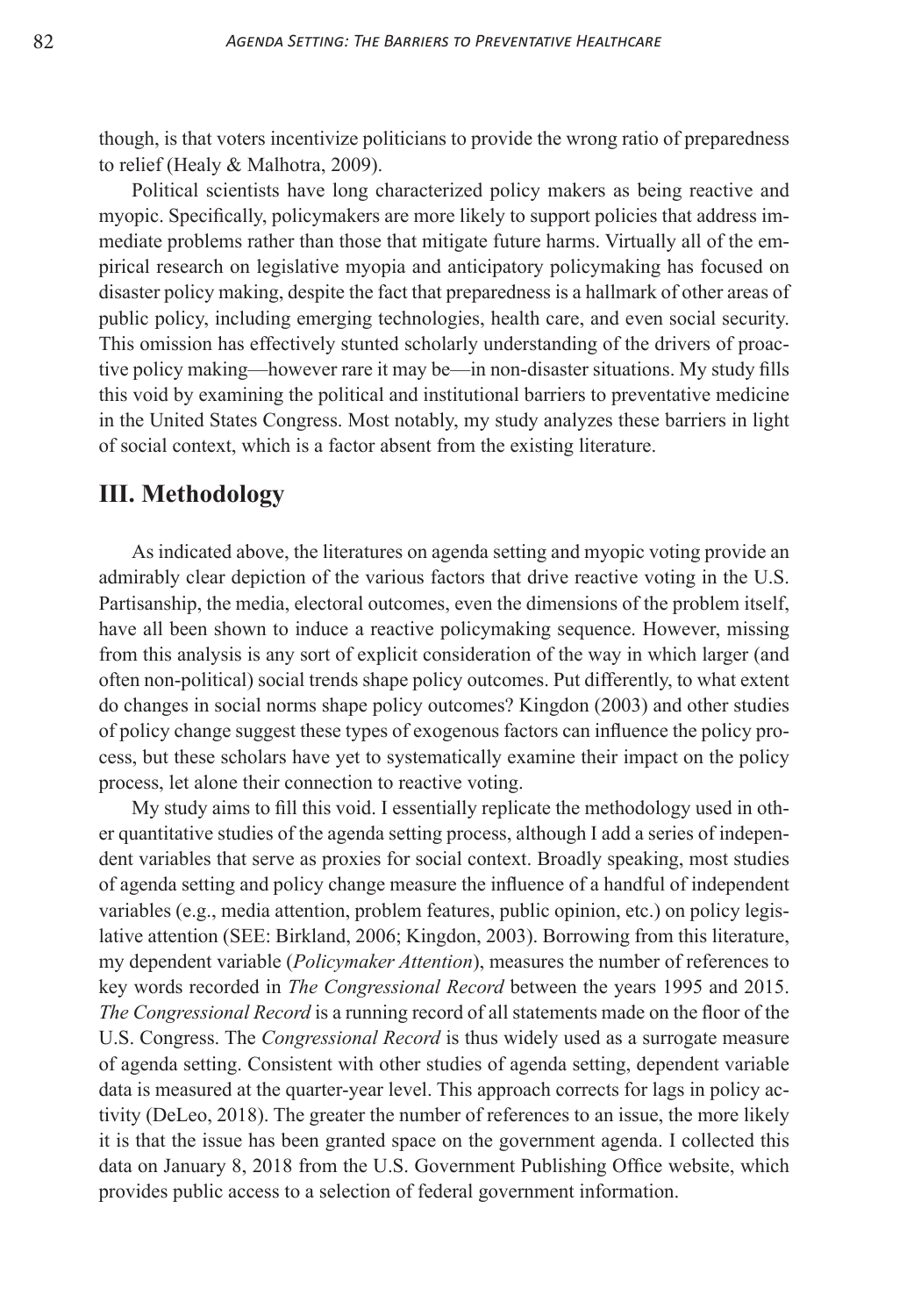though, is that voters incentivize politicians to provide the wrong ratio of preparedness to relief (Healy & Malhotra, 2009).

Political scientists have long characterized policy makers as being reactive and myopic. Specifically, policymakers are more likely to support policies that address immediate problems rather than those that mitigate future harms. Virtually all of the empirical research on legislative myopia and anticipatory policymaking has focused on disaster policy making, despite the fact that preparedness is a hallmark of other areas of public policy, including emerging technologies, health care, and even social security. This omission has effectively stunted scholarly understanding of the drivers of proactive policy making—however rare it may be—in non-disaster situations. My study fills this void by examining the political and institutional barriers to preventative medicine in the United States Congress. Most notably, my study analyzes these barriers in light of social context, which is a factor absent from the existing literature.

## III. Methodology

As indicated above, the literatures on agenda setting and myopic voting provide an admirably clear depiction of the various factors that drive reactive voting in the U.S. Partisanship, the media, electoral outcomes, even the dimensions of the problem itself, have all been shown to induce a reactive policymaking sequence. However, missing from this analysis is any sort of explicit consideration of the way in which larger (and often non-political) social trends shape policy outcomes. Put differently, to what extent do changes in social norms shape policy outcomes? Kingdon (2003) and other studies of policy change suggest these types of exogenous factors can influence the policy process, but these scholars have yet to systematically examine their impact on the policy process, let alone their connection to reactive voting.

My study aims to fill this void. I essentially replicate the methodology used in other quantitative studies of the agenda setting process, although I add a series of independent variables that serve as proxies for social context. Broadly speaking, most studies of agenda setting and policy change measure the influence of a handful of independent variables (e.g., media attention, problem features, public opinion, etc.) on policy legislative attention (SEE: Birkland, 2006; Kingdon, 2003). Borrowing from this literature, my dependent variable (*Policymaker Attention*), measures the number of references to key words recorded in *The Congressional Record* between the years 1995 and 2015. *The Congressional Record* is a running record of all statements made on the floor of the U.S. Congress. The *Congressional Record* is thus widely used as a surrogate measure of agenda setting. Consistent with other studies of agenda setting, dependent variable data is measured at the quarter-year level. This approach corrects for lags in policy activity (DeLeo, 2018). The greater the number of references to an issue, the more likely it is that the issue has been granted space on the government agenda. I collected this data on January 8, 2018 from the U.S. Government Publishing Office website, which provides public access to a selection of federal government information.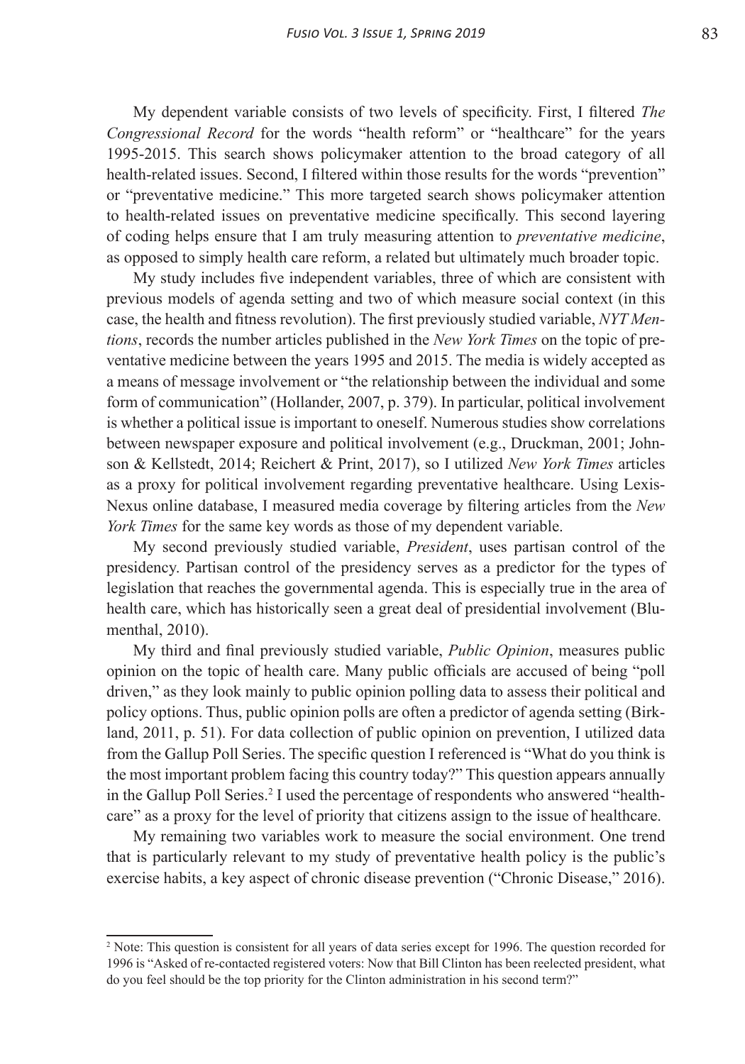My dependent variable consists of two levels of specificity. First, I filtered *The Congressional Record* for the words "health reform" or "healthcare" for the years 1995-2015. This search shows policymaker attention to the broad category of all health-related issues. Second, I filtered within those results for the words "prevention" or "preventative medicine." This more targeted search shows policymaker attention to health-related issues on preventative medicine specifically. This second layering of coding helps ensure that I am truly measuring attention to *preventative medicine*, as opposed to simply health care reform, a related but ultimately much broader topic.

My study includes five independent variables, three of which are consistent with previous models of agenda setting and two of which measure social context (in this case, the health and fitness revolution). The first previously studied variable, *NYT Mentions*, records the number articles published in the *New York Times* on the topic of preventative medicine between the years 1995 and 2015. The media is widely accepted as a means of message involvement or "the relationship between the individual and some form of communication" (Hollander, 2007, p. 379). In particular, political involvement is whether a political issue is important to oneself. Numerous studies show correlations between newspaper exposure and political involvement (e.g., Druckman, 2001; Johnson & Kellstedt, 2014; Reichert & Print, 2017), so I utilized *New York Times* articles as a proxy for political involvement regarding preventative healthcare. Using Lexis-Nexus online database, I measured media coverage by filtering articles from the *New York Times* for the same key words as those of my dependent variable.

My second previously studied variable, *President*, uses partisan control of the presidency. Partisan control of the presidency serves as a predictor for the types of legislation that reaches the governmental agenda. This is especially true in the area of health care, which has historically seen a great deal of presidential involvement (Blumenthal, 2010).

My third and final previously studied variable, *Public Opinion*, measures public opinion on the topic of health care. Many public officials are accused of being "poll driven," as they look mainly to public opinion polling data to assess their political and policy options. Thus, public opinion polls are often a predictor of agenda setting (Birkland, 2011, p. 51). For data collection of public opinion on prevention, I utilized data from the Gallup Poll Series. The specific question I referenced is "What do you think is the most important problem facing this country today?" This question appears annually in the Gallup Poll Series.[2] I used the percentage of respondents who answered "healthcare" as a proxy for the level of priority that citizens assign to the issue of healthcare.

My remaining two variables work to measure the social environment. One trend that is particularly relevant to my study of preventative health policy is the public's exercise habits, a key aspect of chronic disease prevention ("Chronic Disease," 2016).

[2] Note: This question is consistent for all years of data series except for 1996. The question recorded for 1996 is "Asked of re-contacted registered voters: Now that Bill Clinton has been reelected president, what do you feel should be the top priority for the Clinton administration in his second term?"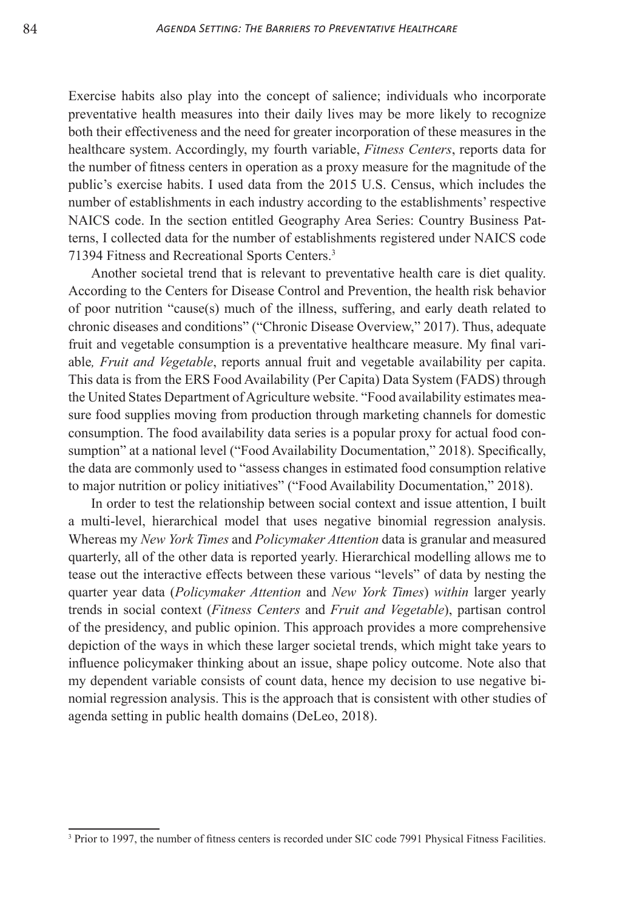Exercise habits also play into the concept of salience; individuals who incorporate preventative health measures into their daily lives may be more likely to recognize both their effectiveness and the need for greater incorporation of these measures in the healthcare system. Accordingly, my fourth variable, *Fitness Centers*, reports data for the number of fitness centers in operation as a proxy measure for the magnitude of the public's exercise habits. I used data from the 2015 U.S. Census, which includes the number of establishments in each industry according to the establishments' respective NAICS code. In the section entitled Geography Area Series: Country Business Patterns, I collected data for the number of establishments registered under NAICS code 71394 Fitness and Recreational Sports Centers.[3]

Another societal trend that is relevant to preventative health care is diet quality. According to the Centers for Disease Control and Prevention, the health risk behavior of poor nutrition "cause(s) much of the illness, suffering, and early death related to chronic diseases and conditions" ("Chronic Disease Overview," 2017). Thus, adequate fruit and vegetable consumption is a preventative healthcare measure. My final variable*, Fruit and Vegetable*, reports annual fruit and vegetable availability per capita. This data is from the ERS Food Availability (Per Capita) Data System (FADS) through the United States Department of Agriculture website. "Food availability estimates measure food supplies moving from production through marketing channels for domestic consumption. The food availability data series is a popular proxy for actual food consumption" at a national level ("Food Availability Documentation," 2018). Specifically, the data are commonly used to "assess changes in estimated food consumption relative to major nutrition or policy initiatives" ("Food Availability Documentation," 2018).

In order to test the relationship between social context and issue attention, I built a multi-level, hierarchical model that uses negative binomial regression analysis. Whereas my *New York Times* and *Policymaker Attention* data is granular and measured quarterly, all of the other data is reported yearly. Hierarchical modelling allows me to tease out the interactive effects between these various "levels" of data by nesting the quarter year data (*Policymaker Attention* and *New York Times*) *within* larger yearly trends in social context (*Fitness Centers* and *Fruit and Vegetable*), partisan control of the presidency, and public opinion. This approach provides a more comprehensive depiction of the ways in which these larger societal trends, which might take years to influence policymaker thinking about an issue, shape policy outcome. Note also that my dependent variable consists of count data, hence my decision to use negative binomial regression analysis. This is the approach that is consistent with other studies of agenda setting in public health domains (DeLeo, 2018).

[3] Prior to 1997, the number of fitness centers is recorded under SIC code 7991 Physical Fitness Facilities.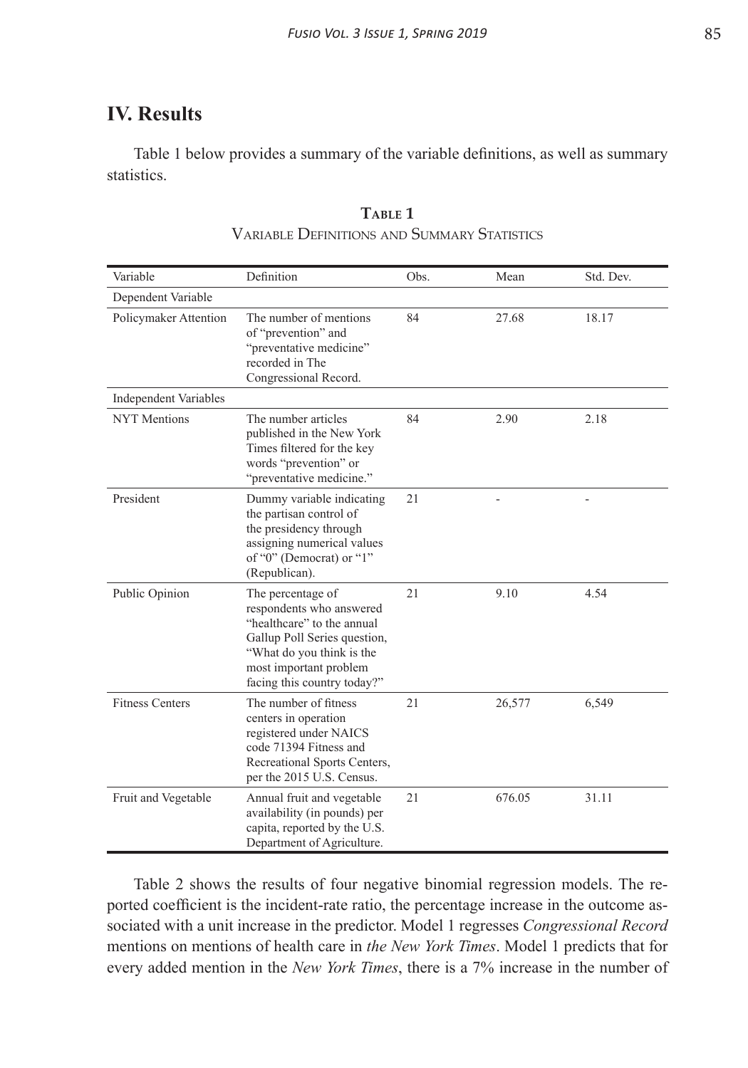## IV. Results

Table 1 below provides a summary of the variable definitions, as well as summary statistics.

**Table 1**
Variable Definitions and Summary Statistics

| Variable | Definition | Obs. | Mean | Std. Dev. |
|---|---|---|---|---|
| Dependent Variable | | | | |
| Policymaker Attention | The number of mentions of "prevention" and "preventative medicine" recorded in The Congressional Record. | 84 | 27.68 | 18.17 |
| Independent Variables | | | | |
| NYT Mentions | The number articles published in the New York Times filtered for the key words "prevention" or "preventative medicine." | 84 | 2.90 | 2.18 |
| President | Dummy variable indicating the partisan control of the presidency through assigning numerical values of "0" (Democrat) or "1" (Republican). | 21 | - | - |
| Public Opinion | The percentage of respondents who answered "healthcare" to the annual Gallup Poll Series question, "What do you think is the most important problem facing this country today?" | 21 | 9.10 | 4.54 |
| Fitness Centers | The number of fitness centers in operation registered under NAICS code 71394 Fitness and Recreational Sports Centers, per the 2015 U.S. Census. | 21 | 26,577 | 6,549 |
| Fruit and Vegetable | Annual fruit and vegetable availability (in pounds) per capita, reported by the U.S. Department of Agriculture. | 21 | 676.05 | 31.11 |

Table 2 shows the results of four negative binomial regression models. The reported coefficient is the incident-rate ratio, the percentage increase in the outcome associated with a unit increase in the predictor. Model 1 regresses *Congressional Record* mentions on mentions of health care in *the New York Times*. Model 1 predicts that for every added mention in the *New York Times*, there is a 7% increase in the number of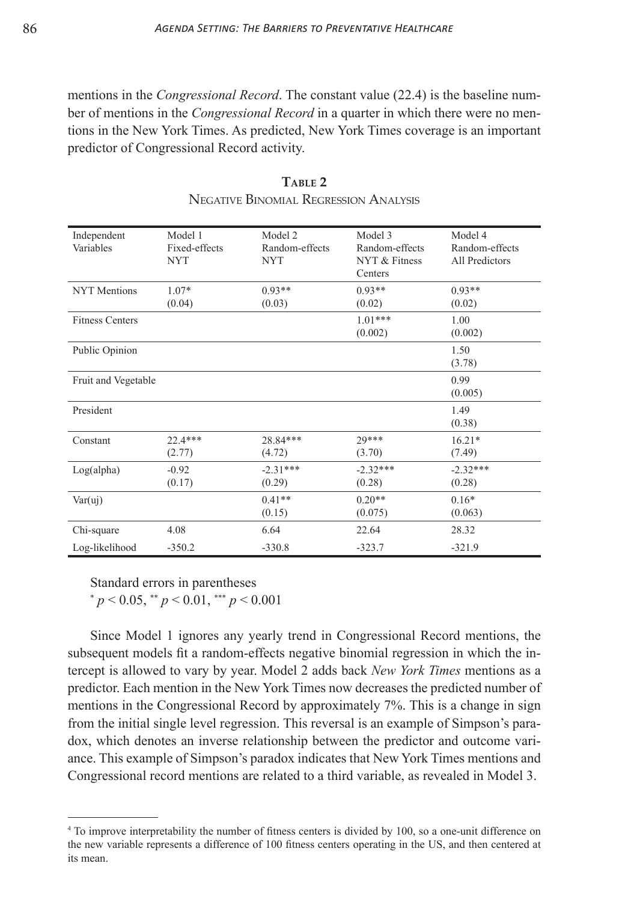mentions in the *Congressional Record*. The constant value (22.4) is the baseline number of mentions in the *Congressional Record* in a quarter in which there were no mentions in the New York Times. As predicted, New York Times coverage is an important predictor of Congressional Record activity.

**Table 2**
Negative Binomial Regression Analysis

| Independent Variables | Model 1 Fixed-effects NYT | Model 2 Random-effects NYT | Model 3 Random-effects NYT & Fitness Centers | Model 4 Random-effects All Predictors |
|---|---|---|---|---|
| NYT Mentions | 1.07* (0.04) | 0.93** (0.03) | 0.93** (0.02) | 0.93** (0.02) |
| Fitness Centers | | | 1.01*** (0.002) | 1.00 (0.002) |
| Public Opinion | | | | 1.50 (3.78) |
| Fruit and Vegetable | | | | 0.99 (0.005) |
| President | | | | 1.49 (0.38) |
| Constant | 22.4*** (2.77) | 28.84*** (4.72) | 29*** (3.70) | 16.21* (7.49) |
| Log(alpha) | -0.92 (0.17) | -2.31*** (0.29) | -2.32*** (0.28) | -2.32*** (0.28) |
| Var(uj) | | 0.41** (0.15) | 0.20** (0.075) | 0.16* (0.063) |
| Chi-square | 4.08 | 6.64 | 22.64 | 28.32 |
| Log-likelihood | -350.2 | -330.8 | -323.7 | -321.9 |

Standard errors in parentheses
$^{*}p < 0.05$, $^{**}p < 0.01$, $^{***}p < 0.001$

Since Model 1 ignores any yearly trend in Congressional Record mentions, the subsequent models fit a random-effects negative binomial regression in which the intercept is allowed to vary by year. Model 2 adds back *New York Times* mentions as a predictor. Each mention in the New York Times now decreases the predicted number of mentions in the Congressional Record by approximately 7%. This is a change in sign from the initial single level regression. This reversal is an example of Simpson's paradox, which denotes an inverse relationship between the predictor and outcome variance. This example of Simpson's paradox indicates that New York Times mentions and Congressional record mentions are related to a third variable, as revealed in Model 3.

---

[4] To improve interpretability the number of fitness centers is divided by 100, so a one-unit difference on the new variable represents a difference of 100 fitness centers operating in the US, and then centered at its mean.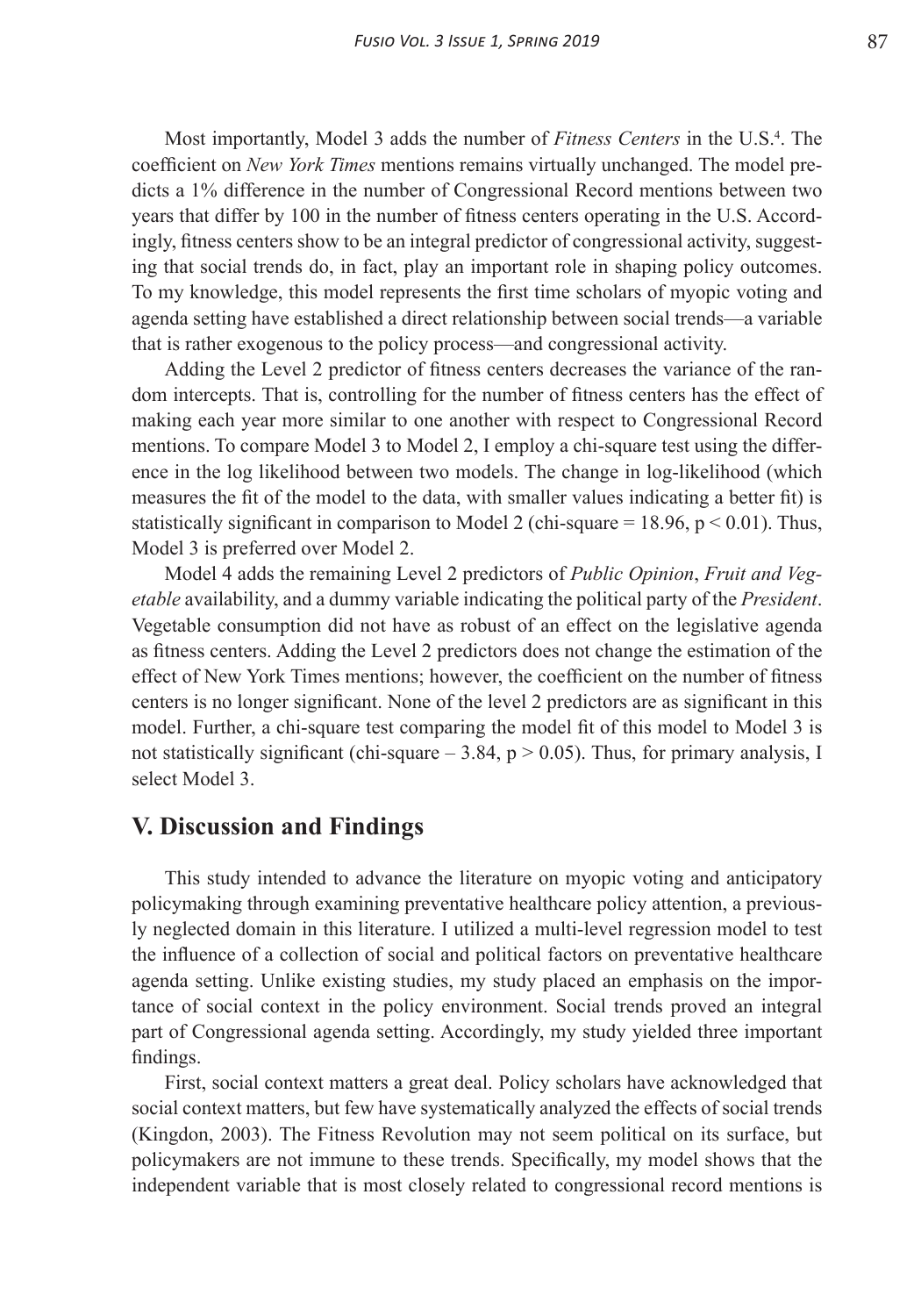Most importantly, Model 3 adds the number of *Fitness Centers* in the U.S.[4]. The coefficient on *New York Times* mentions remains virtually unchanged. The model predicts a 1% difference in the number of Congressional Record mentions between two years that differ by 100 in the number of fitness centers operating in the U.S. Accordingly, fitness centers show to be an integral predictor of congressional activity, suggesting that social trends do, in fact, play an important role in shaping policy outcomes. To my knowledge, this model represents the first time scholars of myopic voting and agenda setting have established a direct relationship between social trends—a variable that is rather exogenous to the policy process—and congressional activity.

Adding the Level 2 predictor of fitness centers decreases the variance of the random intercepts. That is, controlling for the number of fitness centers has the effect of making each year more similar to one another with respect to Congressional Record mentions. To compare Model 3 to Model 2, I employ a chi-square test using the difference in the log likelihood between two models. The change in log-likelihood (which measures the fit of the model to the data, with smaller values indicating a better fit) is statistically significant in comparison to Model 2 (chi-square = 18.96, $p < 0.01$). Thus, Model 3 is preferred over Model 2.

Model 4 adds the remaining Level 2 predictors of *Public Opinion*, *Fruit and Vegetable* availability, and a dummy variable indicating the political party of the *President*. Vegetable consumption did not have as robust of an effect on the legislative agenda as fitness centers. Adding the Level 2 predictors does not change the estimation of the effect of New York Times mentions; however, the coefficient on the number of fitness centers is no longer significant. None of the level 2 predictors are as significant in this model. Further, a chi-square test comparing the model fit of this model to Model 3 is not statistically significant (chi-square – 3.84, $p > 0.05$). Thus, for primary analysis, I select Model 3.

## V. Discussion and Findings

This study intended to advance the literature on myopic voting and anticipatory policymaking through examining preventative healthcare policy attention, a previously neglected domain in this literature. I utilized a multi-level regression model to test the influence of a collection of social and political factors on preventative healthcare agenda setting. Unlike existing studies, my study placed an emphasis on the importance of social context in the policy environment. Social trends proved an integral part of Congressional agenda setting. Accordingly, my study yielded three important findings.

First, social context matters a great deal. Policy scholars have acknowledged that social context matters, but few have systematically analyzed the effects of social trends (Kingdon, 2003). The Fitness Revolution may not seem political on its surface, but policymakers are not immune to these trends. Specifically, my model shows that the independent variable that is most closely related to congressional record mentions is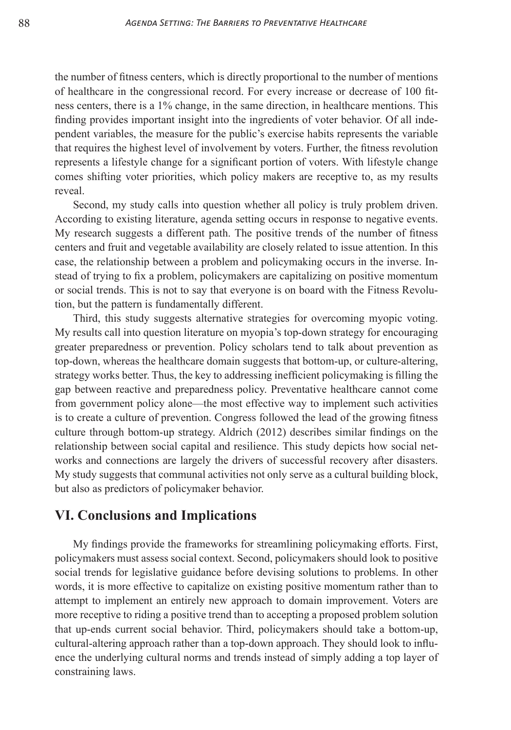the number of fitness centers, which is directly proportional to the number of mentions of healthcare in the congressional record. For every increase or decrease of 100 fitness centers, there is a 1% change, in the same direction, in healthcare mentions. This finding provides important insight into the ingredients of voter behavior. Of all independent variables, the measure for the public's exercise habits represents the variable that requires the highest level of involvement by voters. Further, the fitness revolution represents a lifestyle change for a significant portion of voters. With lifestyle change comes shifting voter priorities, which policy makers are receptive to, as my results reveal.

Second, my study calls into question whether all policy is truly problem driven. According to existing literature, agenda setting occurs in response to negative events. My research suggests a different path. The positive trends of the number of fitness centers and fruit and vegetable availability are closely related to issue attention. In this case, the relationship between a problem and policymaking occurs in the inverse. Instead of trying to fix a problem, policymakers are capitalizing on positive momentum or social trends. This is not to say that everyone is on board with the Fitness Revolution, but the pattern is fundamentally different.

Third, this study suggests alternative strategies for overcoming myopic voting. My results call into question literature on myopia's top-down strategy for encouraging greater preparedness or prevention. Policy scholars tend to talk about prevention as top-down, whereas the healthcare domain suggests that bottom-up, or culture-altering, strategy works better. Thus, the key to addressing inefficient policymaking is filling the gap between reactive and preparedness policy. Preventative healthcare cannot come from government policy alone—the most effective way to implement such activities is to create a culture of prevention. Congress followed the lead of the growing fitness culture through bottom-up strategy. Aldrich (2012) describes similar findings on the relationship between social capital and resilience. This study depicts how social networks and connections are largely the drivers of successful recovery after disasters. My study suggests that communal activities not only serve as a cultural building block, but also as predictors of policymaker behavior.

## VI. Conclusions and Implications

My findings provide the frameworks for streamlining policymaking efforts. First, policymakers must assess social context. Second, policymakers should look to positive social trends for legislative guidance before devising solutions to problems. In other words, it is more effective to capitalize on existing positive momentum rather than to attempt to implement an entirely new approach to domain improvement. Voters are more receptive to riding a positive trend than to accepting a proposed problem solution that up-ends current social behavior. Third, policymakers should take a bottom-up, cultural-altering approach rather than a top-down approach. They should look to influence the underlying cultural norms and trends instead of simply adding a top layer of constraining laws.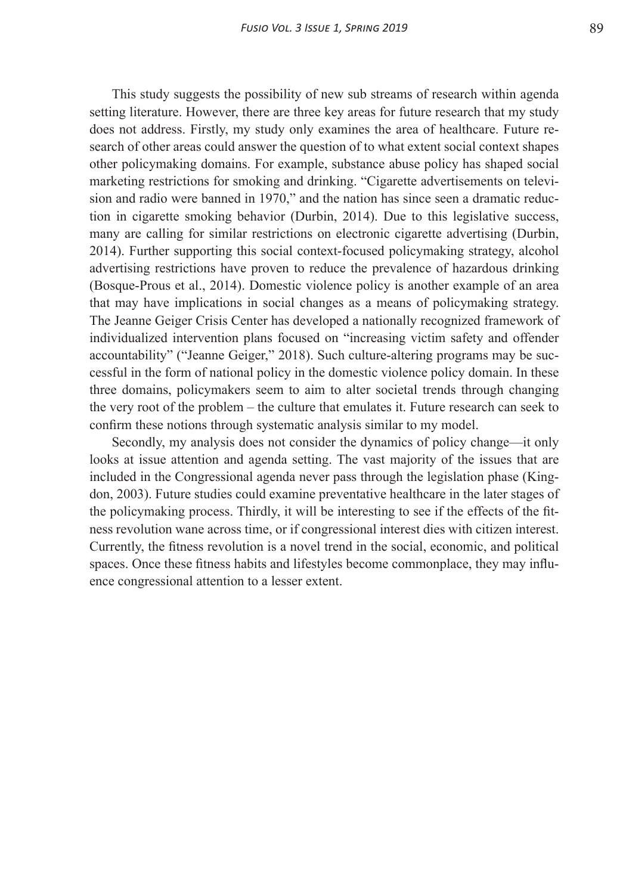This study suggests the possibility of new sub streams of research within agenda setting literature. However, there are three key areas for future research that my study does not address. Firstly, my study only examines the area of healthcare. Future research of other areas could answer the question of to what extent social context shapes other policymaking domains. For example, substance abuse policy has shaped social marketing restrictions for smoking and drinking. "Cigarette advertisements on television and radio were banned in 1970," and the nation has since seen a dramatic reduction in cigarette smoking behavior (Durbin, 2014). Due to this legislative success, many are calling for similar restrictions on electronic cigarette advertising (Durbin, 2014). Further supporting this social context-focused policymaking strategy, alcohol advertising restrictions have proven to reduce the prevalence of hazardous drinking (Bosque-Prous et al., 2014). Domestic violence policy is another example of an area that may have implications in social changes as a means of policymaking strategy. The Jeanne Geiger Crisis Center has developed a nationally recognized framework of individualized intervention plans focused on "increasing victim safety and offender accountability" ("Jeanne Geiger," 2018). Such culture-altering programs may be successful in the form of national policy in the domestic violence policy domain. In these three domains, policymakers seem to aim to alter societal trends through changing the very root of the problem – the culture that emulates it. Future research can seek to confirm these notions through systematic analysis similar to my model.

Secondly, my analysis does not consider the dynamics of policy change—it only looks at issue attention and agenda setting. The vast majority of the issues that are included in the Congressional agenda never pass through the legislation phase (Kingdon, 2003). Future studies could examine preventative healthcare in the later stages of the policymaking process. Thirdly, it will be interesting to see if the effects of the fitness revolution wane across time, or if congressional interest dies with citizen interest. Currently, the fitness revolution is a novel trend in the social, economic, and political spaces. Once these fitness habits and lifestyles become commonplace, they may influence congressional attention to a lesser extent.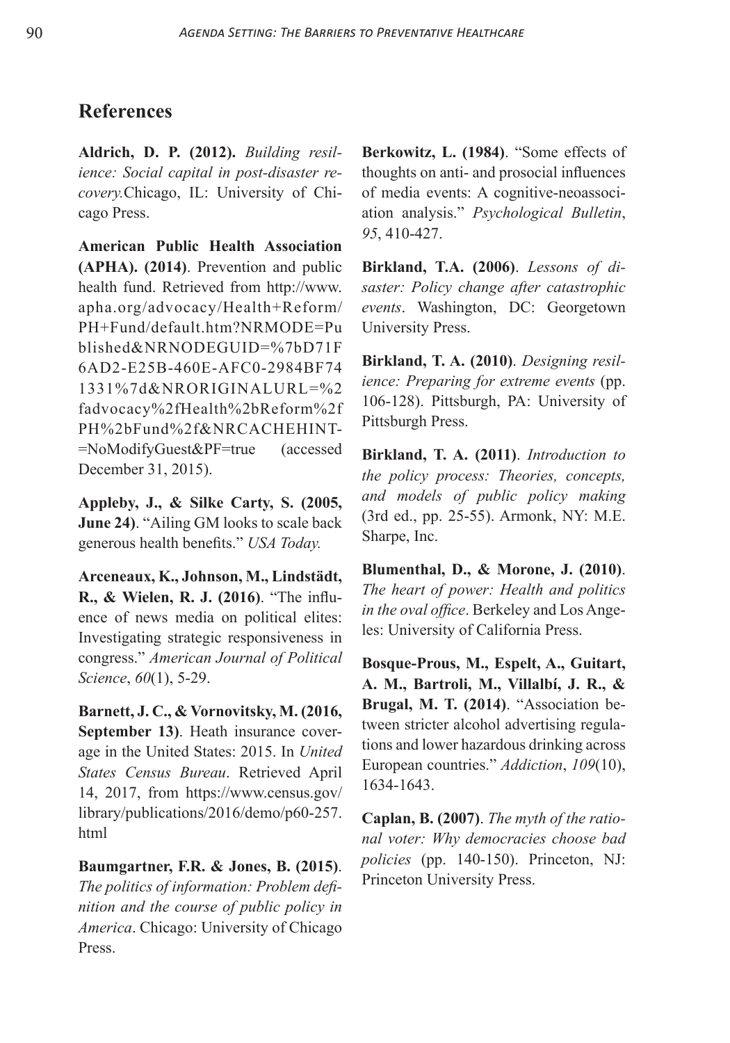## References

**Aldrich, D. P. (2012).** *Building resilience: Social capital in post-disaster recovery.*Chicago, IL: University of Chicago Press.

**American Public Health Association (APHA). (2014)**. Prevention and public health fund. Retrieved from http://www.apha.org/advocacy/Health+Reform/PH+Fund/default.htm?NRMODE=Published&NRNODEGUID=%7bD71F6AD2-E25B-460E-AFC0-2984BF741331%7d&NRORIGINALURL=%2fadvocacy%2fHealth%2bReform%2fPH%2bFund%2f&NRCACHEHINT=NoModifyGuest&PF=true (accessed December 31, 2015).

**Appleby, J., & Silke Carty, S. (2005, June 24)**. "Ailing GM looks to scale back generous health benefits." *USA Today.*

**Arceneaux, K., Johnson, M., Lindstädt, R., & Wielen, R. J. (2016)**. "The influence of news media on political elites: Investigating strategic responsiveness in congress." *American Journal of Political Science*, *60*(1), 5-29.

**Barnett, J. C., & Vornovitsky, M. (2016, September 13)**. Heath insurance coverage in the United States: 2015. In *United States Census Bureau*. Retrieved April 14, 2017, from https://www.census.gov/library/publications/2016/demo/p60-257.html

**Baumgartner, F.R. & Jones, B. (2015)**. *The politics of information: Problem definition and the course of public policy in America*. Chicago: University of Chicago Press.

**Berkowitz, L. (1984)**. "Some effects of thoughts on anti- and prosocial influences of media events: A cognitive-neoassociation analysis." *Psychological Bulletin*, *95*, 410-427.

**Birkland, T.A. (2006)**. *Lessons of disaster: Policy change after catastrophic events*. Washington, DC: Georgetown University Press.

**Birkland, T. A. (2010)**. *Designing resilience: Preparing for extreme events* (pp. 106-128). Pittsburgh, PA: University of Pittsburgh Press.

**Birkland, T. A. (2011)**. *Introduction to the policy process: Theories, concepts, and models of public policy making* (3rd ed., pp. 25-55). Armonk, NY: M.E. Sharpe, Inc.

**Blumenthal, D., & Morone, J. (2010)**. *The heart of power: Health and politics in the oval office*. Berkeley and Los Angeles: University of California Press.

**Bosque-Prous, M., Espelt, A., Guitart, A. M., Bartroli, M., Villalbí, J. R., & Brugal, M. T. (2014)**. "Association between stricter alcohol advertising regulations and lower hazardous drinking across European countries." *Addiction*, *109*(10), 1634-1643.

**Caplan, B. (2007)**. *The myth of the rational voter: Why democracies choose bad policies* (pp. 140-150). Princeton, NJ: Princeton University Press.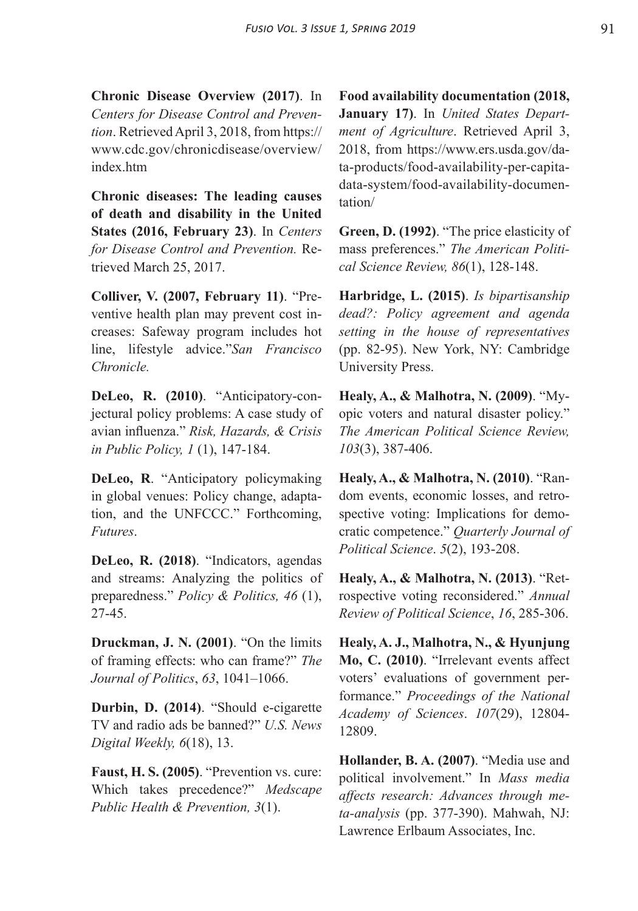**Chronic Disease Overview (2017)**. In *Centers for Disease Control and Prevention*. Retrieved April 3, 2018, from https://www.cdc.gov/chronicdisease/overview/index.htm

**Chronic diseases: The leading causes of death and disability in the United States (2016, February 23)**. In *Centers for Disease Control and Prevention.* Retrieved March 25, 2017.

**Colliver, V. (2007, February 11)**. "Preventive health plan may prevent cost increases: Safeway program includes hot line, lifestyle advice."*San Francisco Chronicle.*

**DeLeo, R. (2010)**. "Anticipatory-conjectural policy problems: A case study of avian influenza." *Risk, Hazards, & Crisis in Public Policy, 1* (1), 147-184.

**DeLeo, R**. "Anticipatory policymaking in global venues: Policy change, adaptation, and the UNFCCC." Forthcoming, *Futures*.

**DeLeo, R. (2018)**. "Indicators, agendas and streams: Analyzing the politics of preparedness." *Policy & Politics, 46* (1), 27-45.

**Druckman, J. N. (2001)**. "On the limits of framing effects: who can frame?" *The Journal of Politics*, *63*, 1041–1066.

**Durbin, D. (2014)**. "Should e-cigarette TV and radio ads be banned?" *U.S. News Digital Weekly, 6*(18), 13.

**Faust, H. S. (2005)**. "Prevention vs. cure: Which takes precedence?" *Medscape Public Health & Prevention, 3*(1).

**Food availability documentation (2018, January 17)**. In *United States Department of Agriculture*. Retrieved April 3, 2018, from https://www.ers.usda.gov/data-products/food-availability-per-capita-data-system/food-availability-documentation/

**Green, D. (1992)**. "The price elasticity of mass preferences." *The American Political Science Review, 86*(1), 128-148.

**Harbridge, L. (2015)**. *Is bipartisanship dead?: Policy agreement and agenda setting in the house of representatives* (pp. 82-95). New York, NY: Cambridge University Press.

**Healy, A., & Malhotra, N. (2009)**. "Myopic voters and natural disaster policy." *The American Political Science Review, 103*(3), 387-406.

**Healy, A., & Malhotra, N. (2010)**. "Random events, economic losses, and retrospective voting: Implications for democratic competence." *Quarterly Journal of Political Science*. *5*(2), 193-208.

**Healy, A., & Malhotra, N. (2013)**. "Retrospective voting reconsidered." *Annual Review of Political Science*, *16*, 285-306.

**Healy, A. J., Malhotra, N., & Hyunjung Mo, C. (2010)**. "Irrelevant events affect voters' evaluations of government performance." *Proceedings of the National Academy of Sciences*. *107*(29), 12804-12809.

**Hollander, B. A. (2007)**. "Media use and political involvement." In *Mass media affects research: Advances through meta-analysis* (pp. 377-390). Mahwah, NJ: Lawrence Erlbaum Associates, Inc.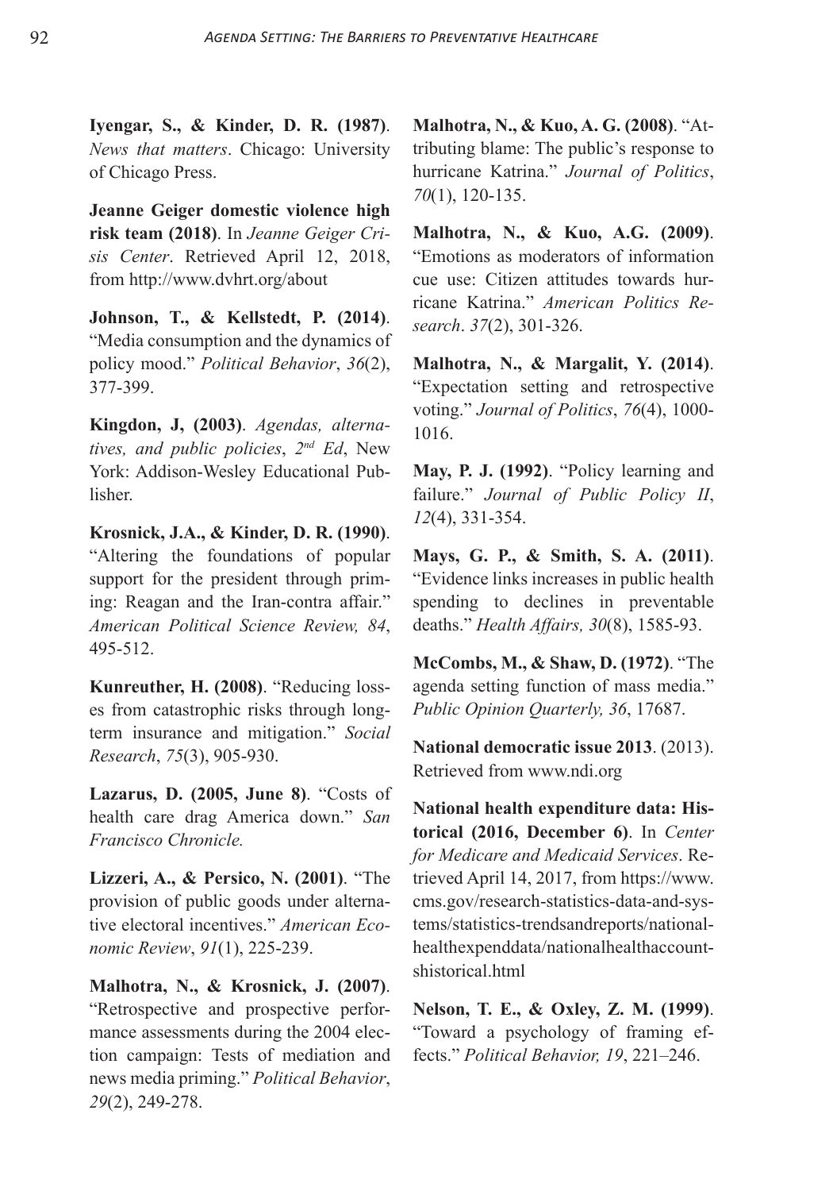**Iyengar, S., & Kinder, D. R. (1987)**. *News that matters*. Chicago: University of Chicago Press.

**Jeanne Geiger domestic violence high risk team (2018)**. In *Jeanne Geiger Crisis Center*. Retrieved April 12, 2018, from http://www.dvhrt.org/about

**Johnson, T., & Kellstedt, P. (2014)**. "Media consumption and the dynamics of policy mood." *Political Behavior*, *36*(2), 377-399.

**Kingdon, J, (2003)**. *Agendas, alternatives, and public policies*, *2nd Ed*, New York: Addison-Wesley Educational Publisher.

**Krosnick, J.A., & Kinder, D. R. (1990)**. "Altering the foundations of popular support for the president through priming: Reagan and the Iran-contra affair." *American Political Science Review, 84*, 495-512.

**Kunreuther, H. (2008)**. "Reducing losses from catastrophic risks through long-term insurance and mitigation." *Social Research*, *75*(3), 905-930.

**Lazarus, D. (2005, June 8)**. "Costs of health care drag America down." *San Francisco Chronicle.*

**Lizzeri, A., & Persico, N. (2001)**. "The provision of public goods under alternative electoral incentives." *American Economic Review*, *91*(1), 225-239.

**Malhotra, N., & Krosnick, J. (2007)**. "Retrospective and prospective performance assessments during the 2004 election campaign: Tests of mediation and news media priming." *Political Behavior*, *29*(2), 249-278.

**Malhotra, N., & Kuo, A. G. (2008)**. "Attributing blame: The public's response to hurricane Katrina." *Journal of Politics*, *70*(1), 120-135.

**Malhotra, N., & Kuo, A.G. (2009)**. "Emotions as moderators of information cue use: Citizen attitudes towards hurricane Katrina." *American Politics Research*. *37*(2), 301-326.

**Malhotra, N., & Margalit, Y. (2014)**. "Expectation setting and retrospective voting." *Journal of Politics*, *76*(4), 1000-1016.

**May, P. J. (1992)**. "Policy learning and failure." *Journal of Public Policy II*, *12*(4), 331-354.

**Mays, G. P., & Smith, S. A. (2011)**. "Evidence links increases in public health spending to declines in preventable deaths." *Health Affairs, 30*(8), 1585-93.

**McCombs, M., & Shaw, D. (1972)**. "The agenda setting function of mass media." *Public Opinion Quarterly, 36*, 17687.

**National democratic issue 2013**. (2013). Retrieved from www.ndi.org

**National health expenditure data: Historical (2016, December 6)**. In *Center for Medicare and Medicaid Services*. Retrieved April 14, 2017, from https://www.cms.gov/research-statistics-data-and-systems/statistics-trendsandreports/nationalhealthexpenddata/nationalhealthaccountshistorical.html

**Nelson, T. E., & Oxley, Z. M. (1999)**. "Toward a psychology of framing effects." *Political Behavior, 19*, 221–246.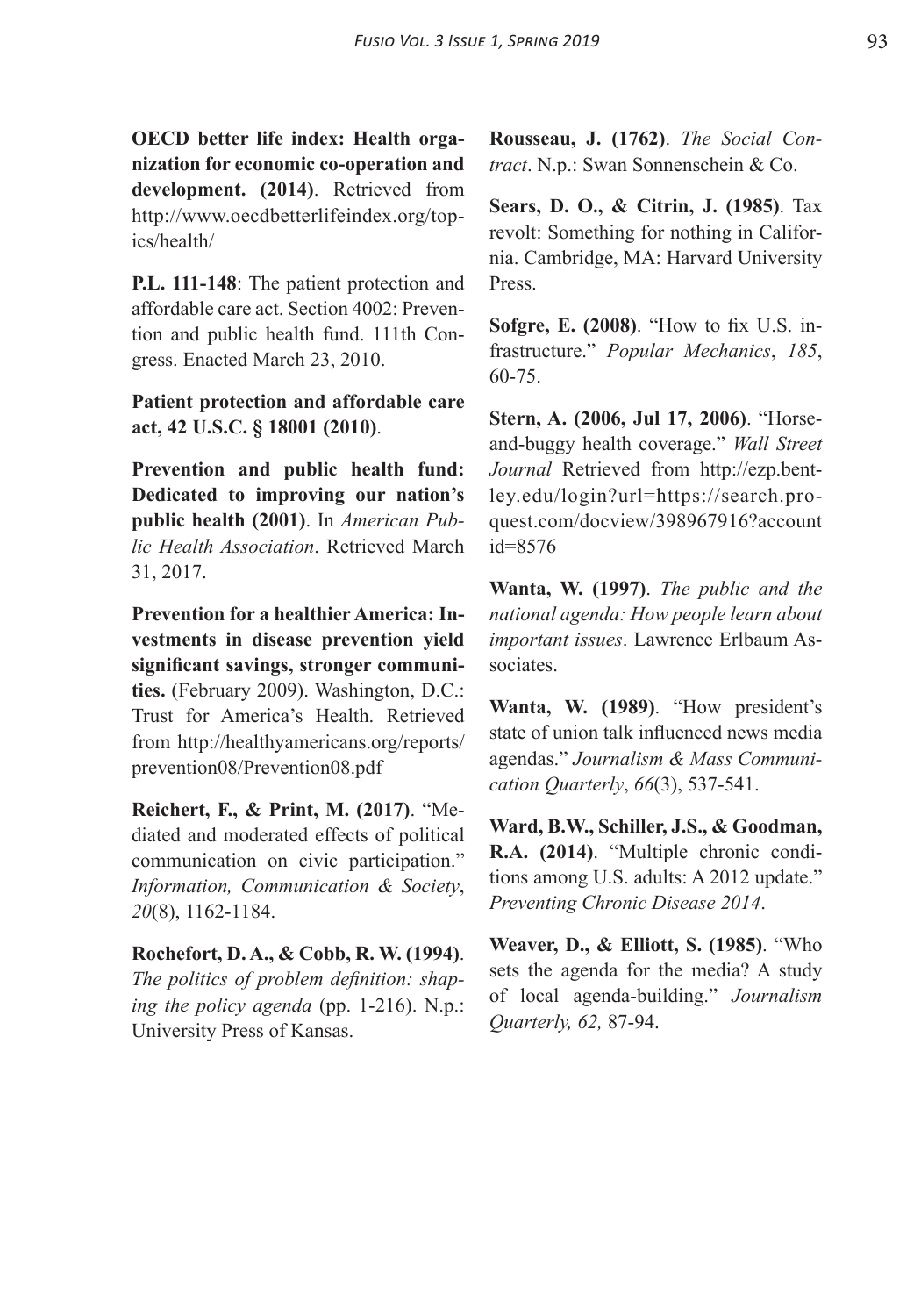**OECD better life index: Health organization for economic co-operation and development. (2014)**. Retrieved from http://www.oecdbetterlifeindex.org/topics/health/

**P.L. 111-148**: The patient protection and affordable care act. Section 4002: Prevention and public health fund. 111th Congress. Enacted March 23, 2010.

**Patient protection and affordable care act, 42 U.S.C. § 18001 (2010)**.

**Prevention and public health fund: Dedicated to improving our nation's public health (2001)**. In *American Public Health Association*. Retrieved March 31, 2017.

**Prevention for a healthier America: Investments in disease prevention yield significant savings, stronger communities.** (February 2009). Washington, D.C.: Trust for America's Health. Retrieved from http://healthyamericans.org/reports/prevention08/Prevention08.pdf

**Reichert, F., & Print, M. (2017)**. "Mediated and moderated effects of political communication on civic participation." *Information, Communication & Society*, *20*(8), 1162-1184.

**Rochefort, D. A., & Cobb, R. W. (1994)**. *The politics of problem definition: shaping the policy agenda* (pp. 1-216). N.p.: University Press of Kansas.

**Rousseau, J. (1762)**. *The Social Contract*. N.p.: Swan Sonnenschein & Co.

**Sears, D. O., & Citrin, J. (1985)**. Tax revolt: Something for nothing in California. Cambridge, MA: Harvard University Press.

**Sofgre, E. (2008)**. "How to fix U.S. infrastructure." *Popular Mechanics*, *185*, 60-75.

**Stern, A. (2006, Jul 17, 2006)**. "Horse-and-buggy health coverage." *Wall Street Journal* Retrieved from http://ezp.bentley.edu/login?url=https://search.proquest.com/docview/398967916?accountid=8576

**Wanta, W. (1997)**. *The public and the national agenda: How people learn about important issues*. Lawrence Erlbaum Associates.

**Wanta, W. (1989)**. "How president's state of union talk influenced news media agendas." *Journalism & Mass Communication Quarterly*, *66*(3), 537-541.

**Ward, B.W., Schiller, J.S., & Goodman, R.A. (2014)**. "Multiple chronic conditions among U.S. adults: A 2012 update." *Preventing Chronic Disease 2014*.

**Weaver, D., & Elliott, S. (1985)**. "Who sets the agenda for the media? A study of local agenda-building." *Journalism Quarterly, 62,* 87-94.